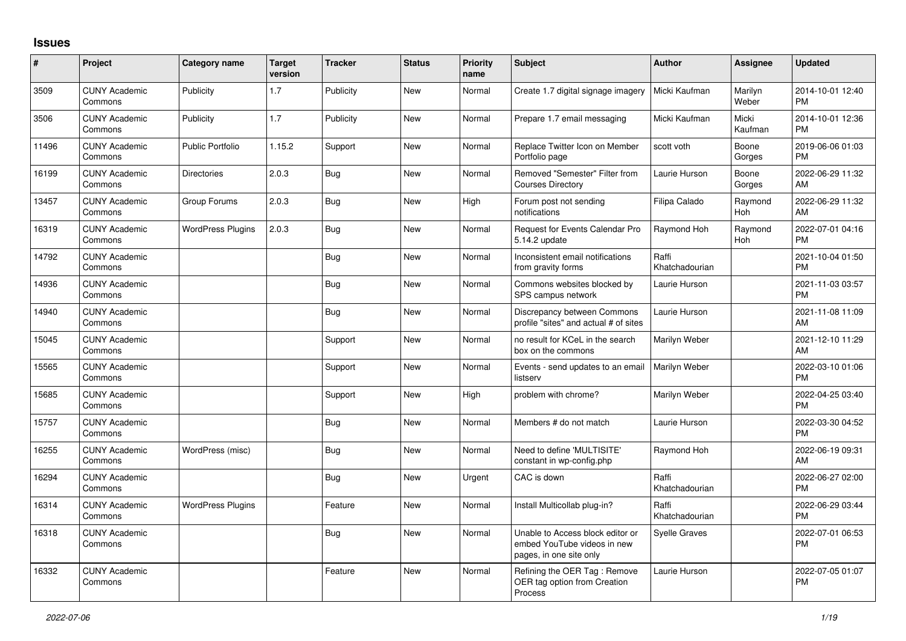# Issues

| # | Project | Category name | Target version | Tracker | Status | Priority name | Subject | Author | Assignee | Updated |
|---|---|---|---|---|---|---|---|---|---|---|
| 3509 | CUNY Academic Commons | Publicity | 1.7 | Publicity | New | Normal | Create 1.7 digital signage imagery | Micki Kaufman | Marilyn Weber | 2014-10-01 12:40 PM |
| 3506 | CUNY Academic Commons | Publicity | 1.7 | Publicity | New | Normal | Prepare 1.7 email messaging | Micki Kaufman | Micki Kaufman | 2014-10-01 12:36 PM |
| 11496 | CUNY Academic Commons | Public Portfolio | 1.15.2 | Support | New | Normal | Replace Twitter Icon on Member Portfolio page | scott voth | Boone Gorges | 2019-06-06 01:03 PM |
| 16199 | CUNY Academic Commons | Directories | 2.0.3 | Bug | New | Normal | Removed "Semester" Filter from Courses Directory | Laurie Hurson | Boone Gorges | 2022-06-29 11:32 AM |
| 13457 | CUNY Academic Commons | Group Forums | 2.0.3 | Bug | New | High | Forum post not sending notifications | Filipa Calado | Raymond Hoh | 2022-06-29 11:32 AM |
| 16319 | CUNY Academic Commons | WordPress Plugins | 2.0.3 | Bug | New | Normal | Request for Events Calendar Pro 5.14.2 update | Raymond Hoh | Raymond Hoh | 2022-07-01 04:16 PM |
| 14792 | CUNY Academic Commons | | | Bug | New | Normal | Inconsistent email notifications from gravity forms | Raffi Khatchadourian | | 2021-10-04 01:50 PM |
| 14936 | CUNY Academic Commons | | | Bug | New | Normal | Commons websites blocked by SPS campus network | Laurie Hurson | | 2021-11-03 03:57 PM |
| 14940 | CUNY Academic Commons | | | Bug | New | Normal | Discrepancy between Commons profile "sites" and actual # of sites | Laurie Hurson | | 2021-11-08 11:09 AM |
| 15045 | CUNY Academic Commons | | | Support | New | Normal | no result for KCeL in the search box on the commons | Marilyn Weber | | 2021-12-10 11:29 AM |
| 15565 | CUNY Academic Commons | | | Support | New | Normal | Events - send updates to an email listserv | Marilyn Weber | | 2022-03-10 01:06 PM |
| 15685 | CUNY Academic Commons | | | Support | New | High | problem with chrome? | Marilyn Weber | | 2022-04-25 03:40 PM |
| 15757 | CUNY Academic Commons | | | Bug | New | Normal | Members # do not match | Laurie Hurson | | 2022-03-30 04:52 PM |
| 16255 | CUNY Academic Commons | WordPress (misc) | | Bug | New | Normal | Need to define 'MULTISITE' constant in wp-config.php | Raymond Hoh | | 2022-06-19 09:31 AM |
| 16294 | CUNY Academic Commons | | | Bug | New | Urgent | CAC is down | Raffi Khatchadourian | | 2022-06-27 02:00 PM |
| 16314 | CUNY Academic Commons | WordPress Plugins | | Feature | New | Normal | Install Multicollab plug-in? | Raffi Khatchadourian | | 2022-06-29 03:44 PM |
| 16318 | CUNY Academic Commons | | | Bug | New | Normal | Unable to Access block editor or embed YouTube videos in new pages, in one site only | Syelle Graves | | 2022-07-01 06:53 PM |
| 16332 | CUNY Academic Commons | | | Feature | New | Normal | Refining the OER Tag : Remove OER tag option from Creation Process | Laurie Hurson | | 2022-07-05 01:07 PM |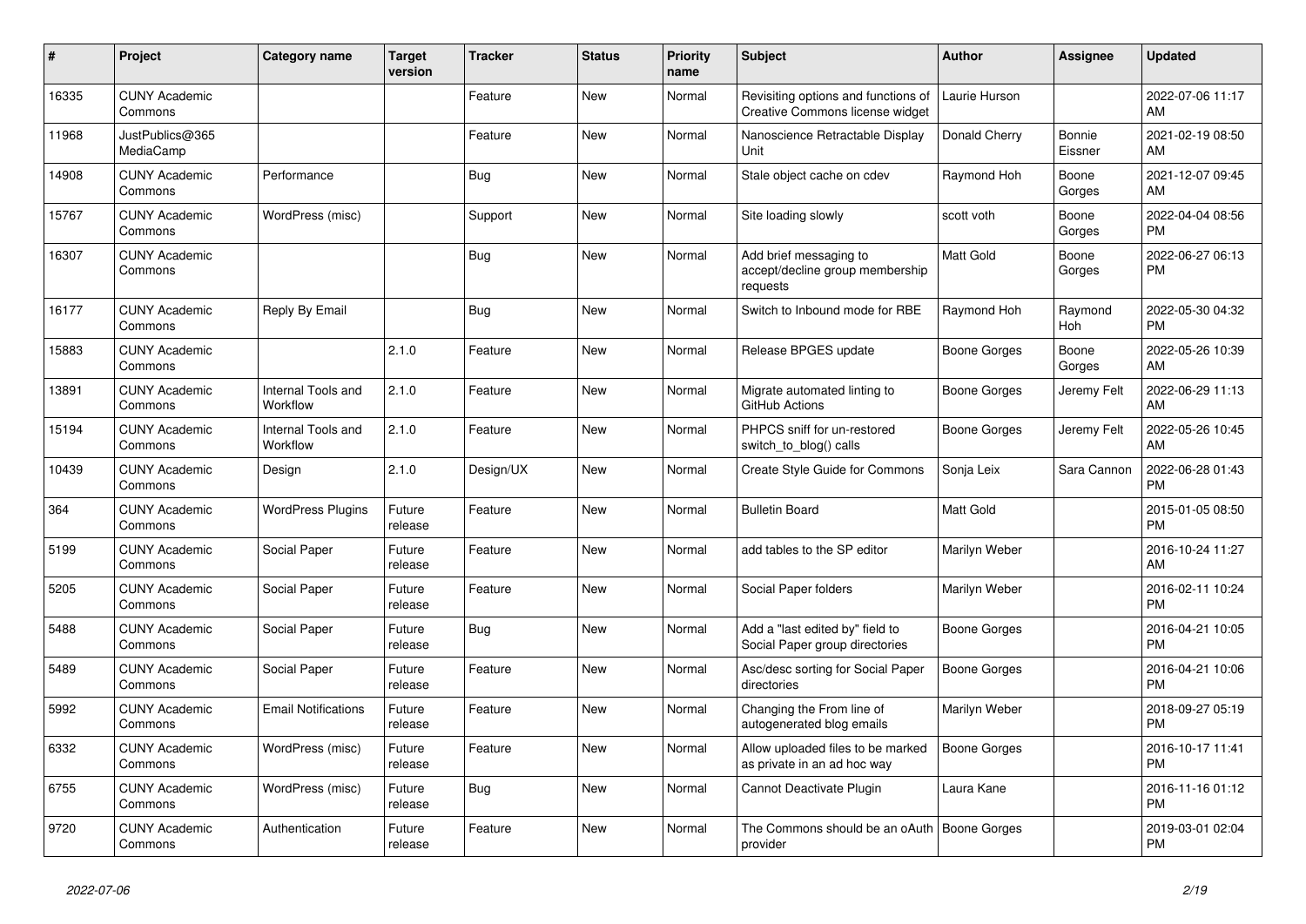| # | Project | Category name | Target version | Tracker | Status | Priority name | Subject | Author | Assignee | Updated |
|---|---|---|---|---|---|---|---|---|---|---|
| 16335 | CUNY Academic Commons | | | Feature | New | Normal | Revisiting options and functions of Creative Commons license widget | Laurie Hurson | | 2022-07-06 11:17 AM |
| 11968 | JustPublics@365 MediaCamp | | | Feature | New | Normal | Nanoscience Retractable Display Unit | Donald Cherry | Bonnie Eissner | 2021-02-19 08:50 AM |
| 14908 | CUNY Academic Commons | Performance | | Bug | New | Normal | Stale object cache on cdev | Raymond Hoh | Boone Gorges | 2021-12-07 09:45 AM |
| 15767 | CUNY Academic Commons | WordPress (misc) | | Support | New | Normal | Site loading slowly | scott voth | Boone Gorges | 2022-04-04 08:56 PM |
| 16307 | CUNY Academic Commons | | | Bug | New | Normal | Add brief messaging to accept/decline group membership requests | Matt Gold | Boone Gorges | 2022-06-27 06:13 PM |
| 16177 | CUNY Academic Commons | Reply By Email | | Bug | New | Normal | Switch to Inbound mode for RBE | Raymond Hoh | Raymond Hoh | 2022-05-30 04:32 PM |
| 15883 | CUNY Academic Commons | | 2.1.0 | Feature | New | Normal | Release BPGES update | Boone Gorges | Boone Gorges | 2022-05-26 10:39 AM |
| 13891 | CUNY Academic Commons | Internal Tools and Workflow | 2.1.0 | Feature | New | Normal | Migrate automated linting to GitHub Actions | Boone Gorges | Jeremy Felt | 2022-06-29 11:13 AM |
| 15194 | CUNY Academic Commons | Internal Tools and Workflow | 2.1.0 | Feature | New | Normal | PHPCS sniff for un-restored switch_to_blog() calls | Boone Gorges | Jeremy Felt | 2022-05-26 10:45 AM |
| 10439 | CUNY Academic Commons | Design | 2.1.0 | Design/UX | New | Normal | Create Style Guide for Commons | Sonja Leix | Sara Cannon | 2022-06-28 01:43 PM |
| 364 | CUNY Academic Commons | WordPress Plugins | Future release | Feature | New | Normal | Bulletin Board | Matt Gold | | 2015-01-05 08:50 PM |
| 5199 | CUNY Academic Commons | Social Paper | Future release | Feature | New | Normal | add tables to the SP editor | Marilyn Weber | | 2016-10-24 11:27 AM |
| 5205 | CUNY Academic Commons | Social Paper | Future release | Feature | New | Normal | Social Paper folders | Marilyn Weber | | 2016-02-11 10:24 PM |
| 5488 | CUNY Academic Commons | Social Paper | Future release | Bug | New | Normal | Add a "last edited by" field to Social Paper group directories | Boone Gorges | | 2016-04-21 10:05 PM |
| 5489 | CUNY Academic Commons | Social Paper | Future release | Feature | New | Normal | Asc/desc sorting for Social Paper directories | Boone Gorges | | 2016-04-21 10:06 PM |
| 5992 | CUNY Academic Commons | Email Notifications | Future release | Feature | New | Normal | Changing the From line of autogenerated blog emails | Marilyn Weber | | 2018-09-27 05:19 PM |
| 6332 | CUNY Academic Commons | WordPress (misc) | Future release | Feature | New | Normal | Allow uploaded files to be marked as private in an ad hoc way | Boone Gorges | | 2016-10-17 11:41 PM |
| 6755 | CUNY Academic Commons | WordPress (misc) | Future release | Bug | New | Normal | Cannot Deactivate Plugin | Laura Kane | | 2016-11-16 01:12 PM |
| 9720 | CUNY Academic Commons | Authentication | Future release | Feature | New | Normal | The Commons should be an oAuth provider | Boone Gorges | | 2019-03-01 02:04 PM |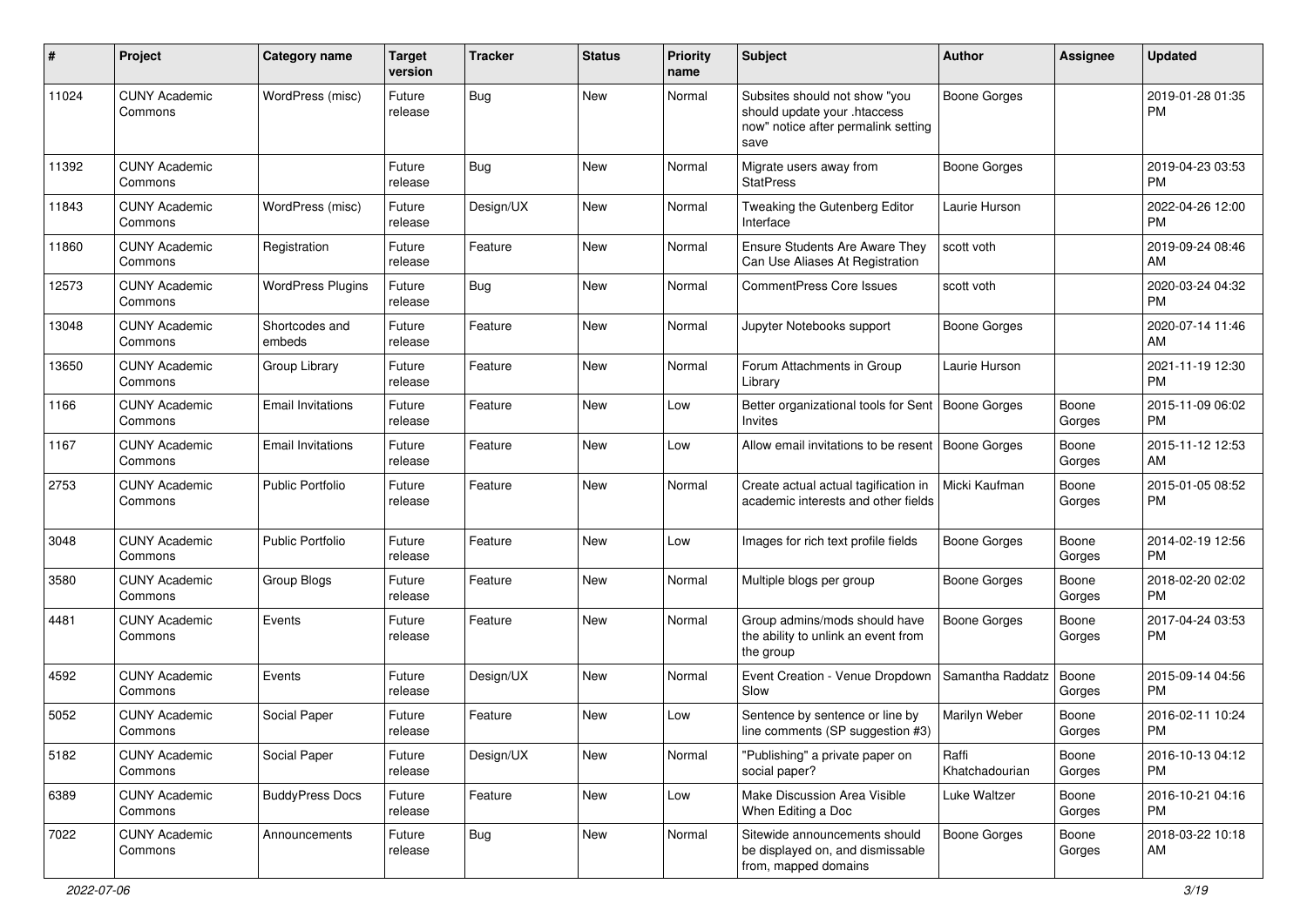| # | Project | Category name | Target version | Tracker | Status | Priority name | Subject | Author | Assignee | Updated |
|---|---|---|---|---|---|---|---|---|---|---|
| 11024 | CUNY Academic Commons | WordPress (misc) | Future release | Bug | New | Normal | Subsites should not show "you should update your .htaccess now" notice after permalink setting save | Boone Gorges | | 2019-01-28 01:35 PM |
| 11392 | CUNY Academic Commons | | Future release | Bug | New | Normal | Migrate users away from StatPress | Boone Gorges | | 2019-04-23 03:53 PM |
| 11843 | CUNY Academic Commons | WordPress (misc) | Future release | Design/UX | New | Normal | Tweaking the Gutenberg Editor Interface | Laurie Hurson | | 2022-04-26 12:00 PM |
| 11860 | CUNY Academic Commons | Registration | Future release | Feature | New | Normal | Ensure Students Are Aware They Can Use Aliases At Registration | scott voth | | 2019-09-24 08:46 AM |
| 12573 | CUNY Academic Commons | WordPress Plugins | Future release | Bug | New | Normal | CommentPress Core Issues | scott voth | | 2020-03-24 04:32 PM |
| 13048 | CUNY Academic Commons | Shortcodes and embeds | Future release | Feature | New | Normal | Jupyter Notebooks support | Boone Gorges | | 2020-07-14 11:46 AM |
| 13650 | CUNY Academic Commons | Group Library | Future release | Feature | New | Normal | Forum Attachments in Group Library | Laurie Hurson | | 2021-11-19 12:30 PM |
| 1166 | CUNY Academic Commons | Email Invitations | Future release | Feature | New | Low | Better organizational tools for Sent Invites | Boone Gorges | Boone Gorges | 2015-11-09 06:02 PM |
| 1167 | CUNY Academic Commons | Email Invitations | Future release | Feature | New | Low | Allow email invitations to be resent | Boone Gorges | Boone Gorges | 2015-11-12 12:53 AM |
| 2753 | CUNY Academic Commons | Public Portfolio | Future release | Feature | New | Normal | Create actual actual tagification in academic interests and other fields | Micki Kaufman | Boone Gorges | 2015-01-05 08:52 PM |
| 3048 | CUNY Academic Commons | Public Portfolio | Future release | Feature | New | Low | Images for rich text profile fields | Boone Gorges | Boone Gorges | 2014-02-19 12:56 PM |
| 3580 | CUNY Academic Commons | Group Blogs | Future release | Feature | New | Normal | Multiple blogs per group | Boone Gorges | Boone Gorges | 2018-02-20 02:02 PM |
| 4481 | CUNY Academic Commons | Events | Future release | Feature | New | Normal | Group admins/mods should have the ability to unlink an event from the group | Boone Gorges | Boone Gorges | 2017-04-24 03:53 PM |
| 4592 | CUNY Academic Commons | Events | Future release | Design/UX | New | Normal | Event Creation - Venue Dropdown Slow | Samantha Raddatz | Boone Gorges | 2015-09-14 04:56 PM |
| 5052 | CUNY Academic Commons | Social Paper | Future release | Feature | New | Low | Sentence by sentence or line by line comments (SP suggestion #3) | Marilyn Weber | Boone Gorges | 2016-02-11 10:24 PM |
| 5182 | CUNY Academic Commons | Social Paper | Future release | Design/UX | New | Normal | "Publishing" a private paper on social paper? | Raffi Khatchadourian | Boone Gorges | 2016-10-13 04:12 PM |
| 6389 | CUNY Academic Commons | BuddyPress Docs | Future release | Feature | New | Low | Make Discussion Area Visible When Editing a Doc | Luke Waltzer | Boone Gorges | 2016-10-21 04:16 PM |
| 7022 | CUNY Academic Commons | Announcements | Future release | Bug | New | Normal | Sitewide announcements should be displayed on, and dismissable from, mapped domains | Boone Gorges | Boone Gorges | 2018-03-22 10:18 AM |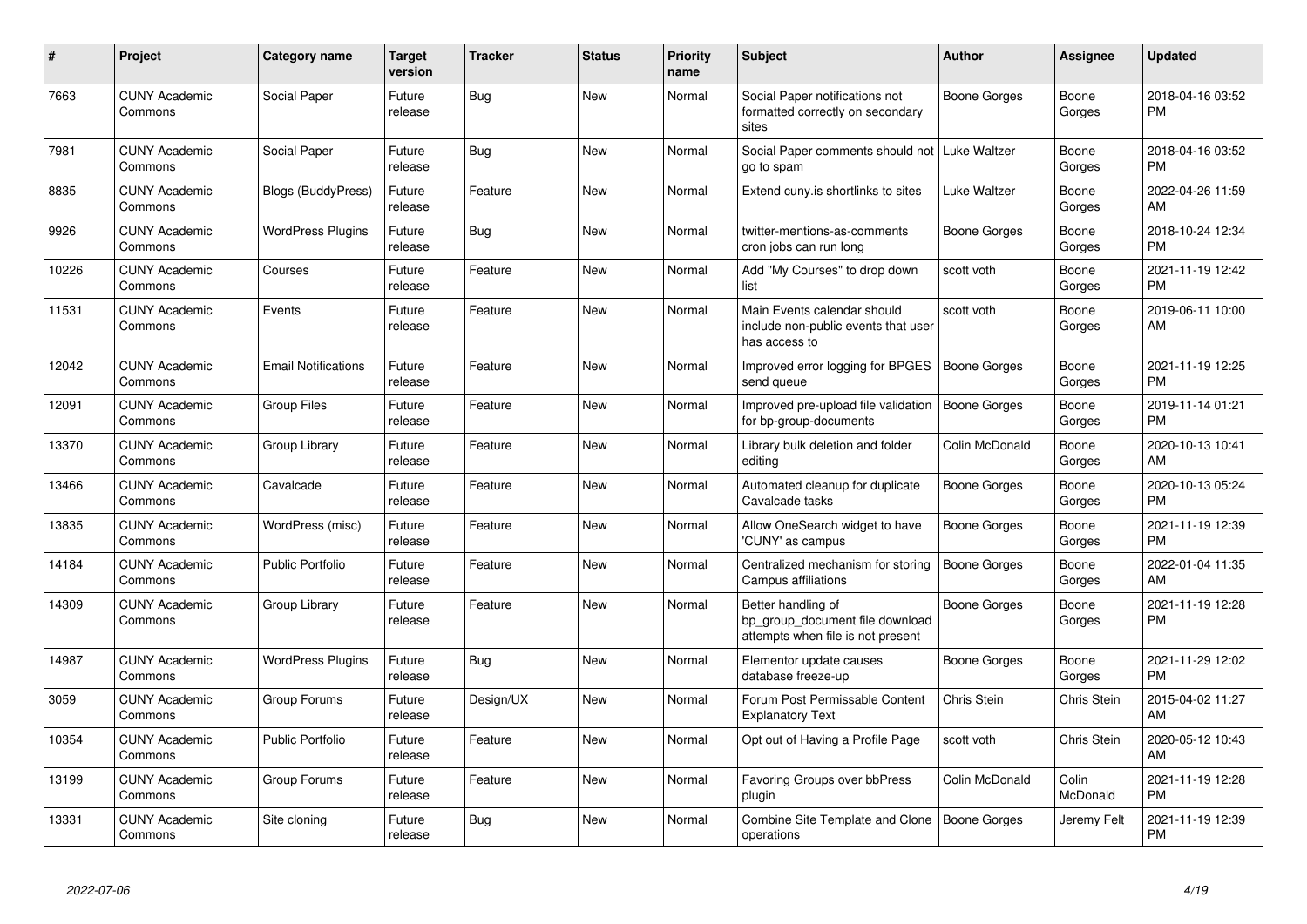| # | Project | Category name | Target version | Tracker | Status | Priority name | Subject | Author | Assignee | Updated |
|---|---|---|---|---|---|---|---|---|---|---|
| 7663 | CUNY Academic Commons | Social Paper | Future release | Bug | New | Normal | Social Paper notifications not formatted correctly on secondary sites | Boone Gorges | Boone Gorges | 2018-04-16 03:52 PM |
| 7981 | CUNY Academic Commons | Social Paper | Future release | Bug | New | Normal | Social Paper comments should not go to spam | Luke Waltzer | Boone Gorges | 2018-04-16 03:52 PM |
| 8835 | CUNY Academic Commons | Blogs (BuddyPress) | Future release | Feature | New | Normal | Extend cuny.is shortlinks to sites | Luke Waltzer | Boone Gorges | 2022-04-26 11:59 AM |
| 9926 | CUNY Academic Commons | WordPress Plugins | Future release | Bug | New | Normal | twitter-mentions-as-comments cron jobs can run long | Boone Gorges | Boone Gorges | 2018-10-24 12:34 PM |
| 10226 | CUNY Academic Commons | Courses | Future release | Feature | New | Normal | Add "My Courses" to drop down list | scott voth | Boone Gorges | 2021-11-19 12:42 PM |
| 11531 | CUNY Academic Commons | Events | Future release | Feature | New | Normal | Main Events calendar should include non-public events that user has access to | scott voth | Boone Gorges | 2019-06-11 10:00 AM |
| 12042 | CUNY Academic Commons | Email Notifications | Future release | Feature | New | Normal | Improved error logging for BPGES send queue | Boone Gorges | Boone Gorges | 2021-11-19 12:25 PM |
| 12091 | CUNY Academic Commons | Group Files | Future release | Feature | New | Normal | Improved pre-upload file validation for bp-group-documents | Boone Gorges | Boone Gorges | 2019-11-14 01:21 PM |
| 13370 | CUNY Academic Commons | Group Library | Future release | Feature | New | Normal | Library bulk deletion and folder editing | Colin McDonald | Boone Gorges | 2020-10-13 10:41 AM |
| 13466 | CUNY Academic Commons | Cavalcade | Future release | Feature | New | Normal | Automated cleanup for duplicate Cavalcade tasks | Boone Gorges | Boone Gorges | 2020-10-13 05:24 PM |
| 13835 | CUNY Academic Commons | WordPress (misc) | Future release | Feature | New | Normal | Allow OneSearch widget to have 'CUNY' as campus | Boone Gorges | Boone Gorges | 2021-11-19 12:39 PM |
| 14184 | CUNY Academic Commons | Public Portfolio | Future release | Feature | New | Normal | Centralized mechanism for storing Campus affiliations | Boone Gorges | Boone Gorges | 2022-01-04 11:35 AM |
| 14309 | CUNY Academic Commons | Group Library | Future release | Feature | New | Normal | Better handling of bp_group_document file download attempts when file is not present | Boone Gorges | Boone Gorges | 2021-11-19 12:28 PM |
| 14987 | CUNY Academic Commons | WordPress Plugins | Future release | Bug | New | Normal | Elementor update causes database freeze-up | Boone Gorges | Boone Gorges | 2021-11-29 12:02 PM |
| 3059 | CUNY Academic Commons | Group Forums | Future release | Design/UX | New | Normal | Forum Post Permissable Content Explanatory Text | Chris Stein | Chris Stein | 2015-04-02 11:27 AM |
| 10354 | CUNY Academic Commons | Public Portfolio | Future release | Feature | New | Normal | Opt out of Having a Profile Page | scott voth | Chris Stein | 2020-05-12 10:43 AM |
| 13199 | CUNY Academic Commons | Group Forums | Future release | Feature | New | Normal | Favoring Groups over bbPress plugin | Colin McDonald | Colin McDonald | 2021-11-19 12:28 PM |
| 13331 | CUNY Academic Commons | Site cloning | Future release | Bug | New | Normal | Combine Site Template and Clone operations | Boone Gorges | Jeremy Felt | 2021-11-19 12:39 PM |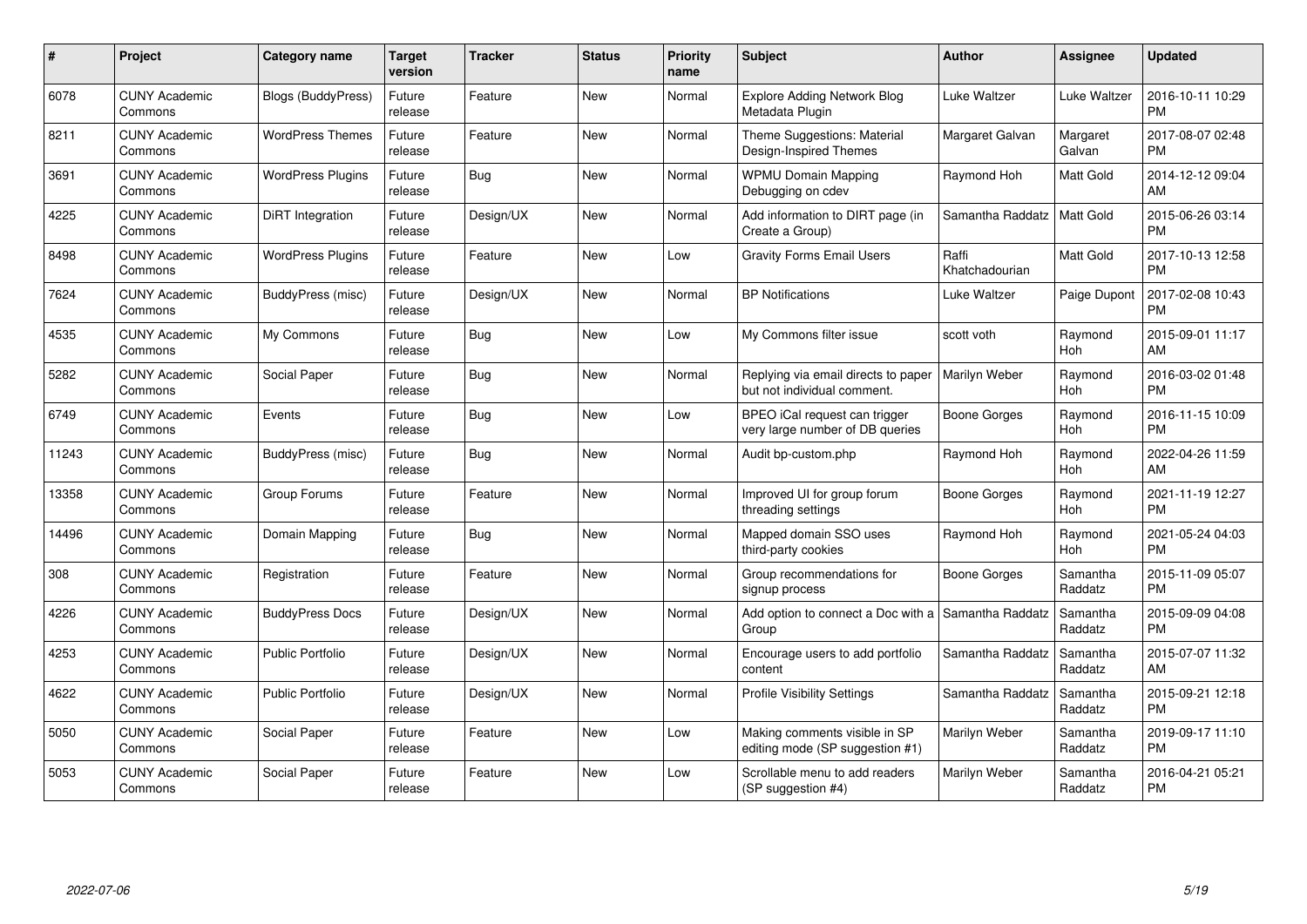| # | Project | Category name | Target version | Tracker | Status | Priority name | Subject | Author | Assignee | Updated |
|---|---|---|---|---|---|---|---|---|---|---|
| 6078 | CUNY Academic Commons | Blogs (BuddyPress) | Future release | Feature | New | Normal | Explore Adding Network Blog Metadata Plugin | Luke Waltzer | Luke Waltzer | 2016-10-11 10:29 PM |
| 8211 | CUNY Academic Commons | WordPress Themes | Future release | Feature | New | Normal | Theme Suggestions: Material Design-Inspired Themes | Margaret Galvan | Margaret Galvan | 2017-08-07 02:48 PM |
| 3691 | CUNY Academic Commons | WordPress Plugins | Future release | Bug | New | Normal | WPMU Domain Mapping Debugging on cdev | Raymond Hoh | Matt Gold | 2014-12-12 09:04 AM |
| 4225 | CUNY Academic Commons | DiRT Integration | Future release | Design/UX | New | Normal | Add information to DIRT page (in Create a Group) | Samantha Raddatz | Matt Gold | 2015-06-26 03:14 PM |
| 8498 | CUNY Academic Commons | WordPress Plugins | Future release | Feature | New | Low | Gravity Forms Email Users | Raffi Khatchadourian | Matt Gold | 2017-10-13 12:58 PM |
| 7624 | CUNY Academic Commons | BuddyPress (misc) | Future release | Design/UX | New | Normal | BP Notifications | Luke Waltzer | Paige Dupont | 2017-02-08 10:43 PM |
| 4535 | CUNY Academic Commons | My Commons | Future release | Bug | New | Low | My Commons filter issue | scott voth | Raymond Hoh | 2015-09-01 11:17 AM |
| 5282 | CUNY Academic Commons | Social Paper | Future release | Bug | New | Normal | Replying via email directs to paper but not individual comment. | Marilyn Weber | Raymond Hoh | 2016-03-02 01:48 PM |
| 6749 | CUNY Academic Commons | Events | Future release | Bug | New | Low | BPEO iCal request can trigger very large number of DB queries | Boone Gorges | Raymond Hoh | 2016-11-15 10:09 PM |
| 11243 | CUNY Academic Commons | BuddyPress (misc) | Future release | Bug | New | Normal | Audit bp-custom.php | Raymond Hoh | Raymond Hoh | 2022-04-26 11:59 AM |
| 13358 | CUNY Academic Commons | Group Forums | Future release | Feature | New | Normal | Improved UI for group forum threading settings | Boone Gorges | Raymond Hoh | 2021-11-19 12:27 PM |
| 14496 | CUNY Academic Commons | Domain Mapping | Future release | Bug | New | Normal | Mapped domain SSO uses third-party cookies | Raymond Hoh | Raymond Hoh | 2021-05-24 04:03 PM |
| 308 | CUNY Academic Commons | Registration | Future release | Feature | New | Normal | Group recommendations for signup process | Boone Gorges | Samantha Raddatz | 2015-11-09 05:07 PM |
| 4226 | CUNY Academic Commons | BuddyPress Docs | Future release | Design/UX | New | Normal | Add option to connect a Doc with a Group | Samantha Raddatz | Samantha Raddatz | 2015-09-09 04:08 PM |
| 4253 | CUNY Academic Commons | Public Portfolio | Future release | Design/UX | New | Normal | Encourage users to add portfolio content | Samantha Raddatz | Samantha Raddatz | 2015-07-07 11:32 AM |
| 4622 | CUNY Academic Commons | Public Portfolio | Future release | Design/UX | New | Normal | Profile Visibility Settings | Samantha Raddatz | Samantha Raddatz | 2015-09-21 12:18 PM |
| 5050 | CUNY Academic Commons | Social Paper | Future release | Feature | New | Low | Making comments visible in SP editing mode (SP suggestion #1) | Marilyn Weber | Samantha Raddatz | 2019-09-17 11:10 PM |
| 5053 | CUNY Academic Commons | Social Paper | Future release | Feature | New | Low | Scrollable menu to add readers (SP suggestion #4) | Marilyn Weber | Samantha Raddatz | 2016-04-21 05:21 PM |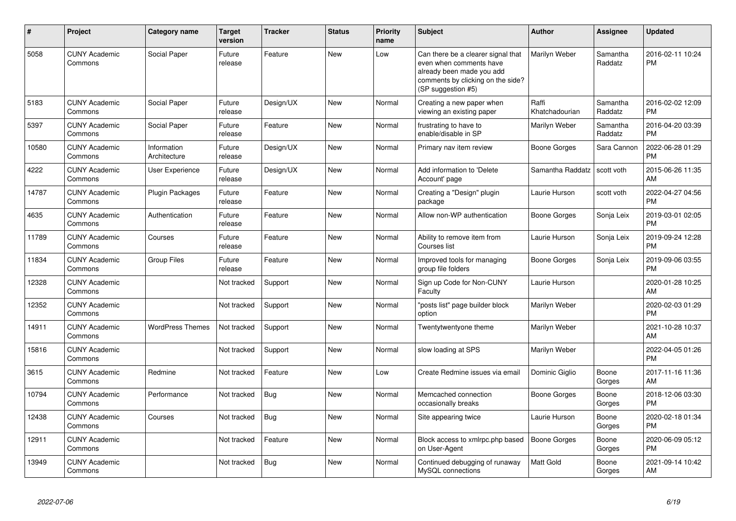| # | Project | Category name | Target version | Tracker | Status | Priority name | Subject | Author | Assignee | Updated |
|---|---|---|---|---|---|---|---|---|---|---|
| 5058 | CUNY Academic Commons | Social Paper | Future release | Feature | New | Low | Can there be a clearer signal that even when comments have already been made you add comments by clicking on the side? (SP suggestion #5) | Marilyn Weber | Samantha Raddatz | 2016-02-11 10:24 PM |
| 5183 | CUNY Academic Commons | Social Paper | Future release | Design/UX | New | Normal | Creating a new paper when viewing an existing paper | Raffi Khatchadourian | Samantha Raddatz | 2016-02-02 12:09 PM |
| 5397 | CUNY Academic Commons | Social Paper | Future release | Feature | New | Normal | frustrating to have to enable/disable in SP | Marilyn Weber | Samantha Raddatz | 2016-04-20 03:39 PM |
| 10580 | CUNY Academic Commons | Information Architecture | Future release | Design/UX | New | Normal | Primary nav item review | Boone Gorges | Sara Cannon | 2022-06-28 01:29 PM |
| 4222 | CUNY Academic Commons | User Experience | Future release | Design/UX | New | Normal | Add information to 'Delete Account' page | Samantha Raddatz | scott voth | 2015-06-26 11:35 AM |
| 14787 | CUNY Academic Commons | Plugin Packages | Future release | Feature | New | Normal | Creating a "Design" plugin package | Laurie Hurson | scott voth | 2022-04-27 04:56 PM |
| 4635 | CUNY Academic Commons | Authentication | Future release | Feature | New | Normal | Allow non-WP authentication | Boone Gorges | Sonja Leix | 2019-03-01 02:05 PM |
| 11789 | CUNY Academic Commons | Courses | Future release | Feature | New | Normal | Ability to remove item from Courses list | Laurie Hurson | Sonja Leix | 2019-09-24 12:28 PM |
| 11834 | CUNY Academic Commons | Group Files | Future release | Feature | New | Normal | Improved tools for managing group file folders | Boone Gorges | Sonja Leix | 2019-09-06 03:55 PM |
| 12328 | CUNY Academic Commons | | Not tracked | Support | New | Normal | Sign up Code for Non-CUNY Faculty | Laurie Hurson | | 2020-01-28 10:25 AM |
| 12352 | CUNY Academic Commons | | Not tracked | Support | New | Normal | "posts list" page builder block option | Marilyn Weber | | 2020-02-03 01:29 PM |
| 14911 | CUNY Academic Commons | WordPress Themes | Not tracked | Support | New | Normal | Twentytwentyone theme | Marilyn Weber | | 2021-10-28 10:37 AM |
| 15816 | CUNY Academic Commons | | Not tracked | Support | New | Normal | slow loading at SPS | Marilyn Weber | | 2022-04-05 01:26 PM |
| 3615 | CUNY Academic Commons | Redmine | Not tracked | Feature | New | Low | Create Redmine issues via email | Dominic Giglio | Boone Gorges | 2017-11-16 11:36 AM |
| 10794 | CUNY Academic Commons | Performance | Not tracked | Bug | New | Normal | Memcached connection occasionally breaks | Boone Gorges | Boone Gorges | 2018-12-06 03:30 PM |
| 12438 | CUNY Academic Commons | Courses | Not tracked | Bug | New | Normal | Site appearing twice | Laurie Hurson | Boone Gorges | 2020-02-18 01:34 PM |
| 12911 | CUNY Academic Commons | | Not tracked | Feature | New | Normal | Block access to xmlrpc.php based on User-Agent | Boone Gorges | Boone Gorges | 2020-06-09 05:12 PM |
| 13949 | CUNY Academic Commons | | Not tracked | Bug | New | Normal | Continued debugging of runaway MySQL connections | Matt Gold | Boone Gorges | 2021-09-14 10:42 AM |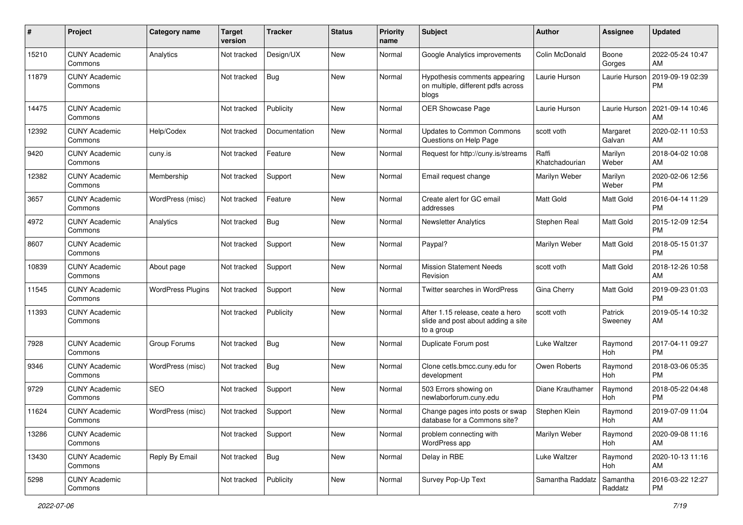| # | Project | Category name | Target version | Tracker | Status | Priority name | Subject | Author | Assignee | Updated |
|---|---|---|---|---|---|---|---|---|---|---|
| 15210 | CUNY Academic Commons | Analytics | Not tracked | Design/UX | New | Normal | Google Analytics improvements | Colin McDonald | Boone Gorges | 2022-05-24 10:47 AM |
| 11879 | CUNY Academic Commons | | Not tracked | Bug | New | Normal | Hypothesis comments appearing on multiple, different pdfs across blogs | Laurie Hurson | Laurie Hurson | 2019-09-19 02:39 PM |
| 14475 | CUNY Academic Commons | | Not tracked | Publicity | New | Normal | OER Showcase Page | Laurie Hurson | Laurie Hurson | 2021-09-14 10:46 AM |
| 12392 | CUNY Academic Commons | Help/Codex | Not tracked | Documentation | New | Normal | Updates to Common Commons Questions on Help Page | scott voth | Margaret Galvan | 2020-02-11 10:53 AM |
| 9420 | CUNY Academic Commons | cuny.is | Not tracked | Feature | New | Normal | Request for http://cuny.is/streams | Raffi Khatchadourian | Marilyn Weber | 2018-04-02 10:08 AM |
| 12382 | CUNY Academic Commons | Membership | Not tracked | Support | New | Normal | Email request change | Marilyn Weber | Marilyn Weber | 2020-02-06 12:56 PM |
| 3657 | CUNY Academic Commons | WordPress (misc) | Not tracked | Feature | New | Normal | Create alert for GC email addresses | Matt Gold | Matt Gold | 2016-04-14 11:29 PM |
| 4972 | CUNY Academic Commons | Analytics | Not tracked | Bug | New | Normal | Newsletter Analytics | Stephen Real | Matt Gold | 2015-12-09 12:54 PM |
| 8607 | CUNY Academic Commons | | Not tracked | Support | New | Normal | Paypal? | Marilyn Weber | Matt Gold | 2018-05-15 01:37 PM |
| 10839 | CUNY Academic Commons | About page | Not tracked | Support | New | Normal | Mission Statement Needs Revision | scott voth | Matt Gold | 2018-12-26 10:58 AM |
| 11545 | CUNY Academic Commons | WordPress Plugins | Not tracked | Support | New | Normal | Twitter searches in WordPress | Gina Cherry | Matt Gold | 2019-09-23 01:03 PM |
| 11393 | CUNY Academic Commons | | Not tracked | Publicity | New | Normal | After 1.15 release, ceate a hero slide and post about adding a site to a group | scott voth | Patrick Sweeney | 2019-05-14 10:32 AM |
| 7928 | CUNY Academic Commons | Group Forums | Not tracked | Bug | New | Normal | Duplicate Forum post | Luke Waltzer | Raymond Hoh | 2017-04-11 09:27 PM |
| 9346 | CUNY Academic Commons | WordPress (misc) | Not tracked | Bug | New | Normal | Clone cetls.bmcc.cuny.edu for development | Owen Roberts | Raymond Hoh | 2018-03-06 05:35 PM |
| 9729 | CUNY Academic Commons | SEO | Not tracked | Support | New | Normal | 503 Errors showing on newlaborforum.cuny.edu | Diane Krauthamer | Raymond Hoh | 2018-05-22 04:48 PM |
| 11624 | CUNY Academic Commons | WordPress (misc) | Not tracked | Support | New | Normal | Change pages into posts or swap database for a Commons site? | Stephen Klein | Raymond Hoh | 2019-07-09 11:04 AM |
| 13286 | CUNY Academic Commons | | Not tracked | Support | New | Normal | problem connecting with WordPress app | Marilyn Weber | Raymond Hoh | 2020-09-08 11:16 AM |
| 13430 | CUNY Academic Commons | Reply By Email | Not tracked | Bug | New | Normal | Delay in RBE | Luke Waltzer | Raymond Hoh | 2020-10-13 11:16 AM |
| 5298 | CUNY Academic Commons | | Not tracked | Publicity | New | Normal | Survey Pop-Up Text | Samantha Raddatz | Samantha Raddatz | 2016-03-22 12:27 PM |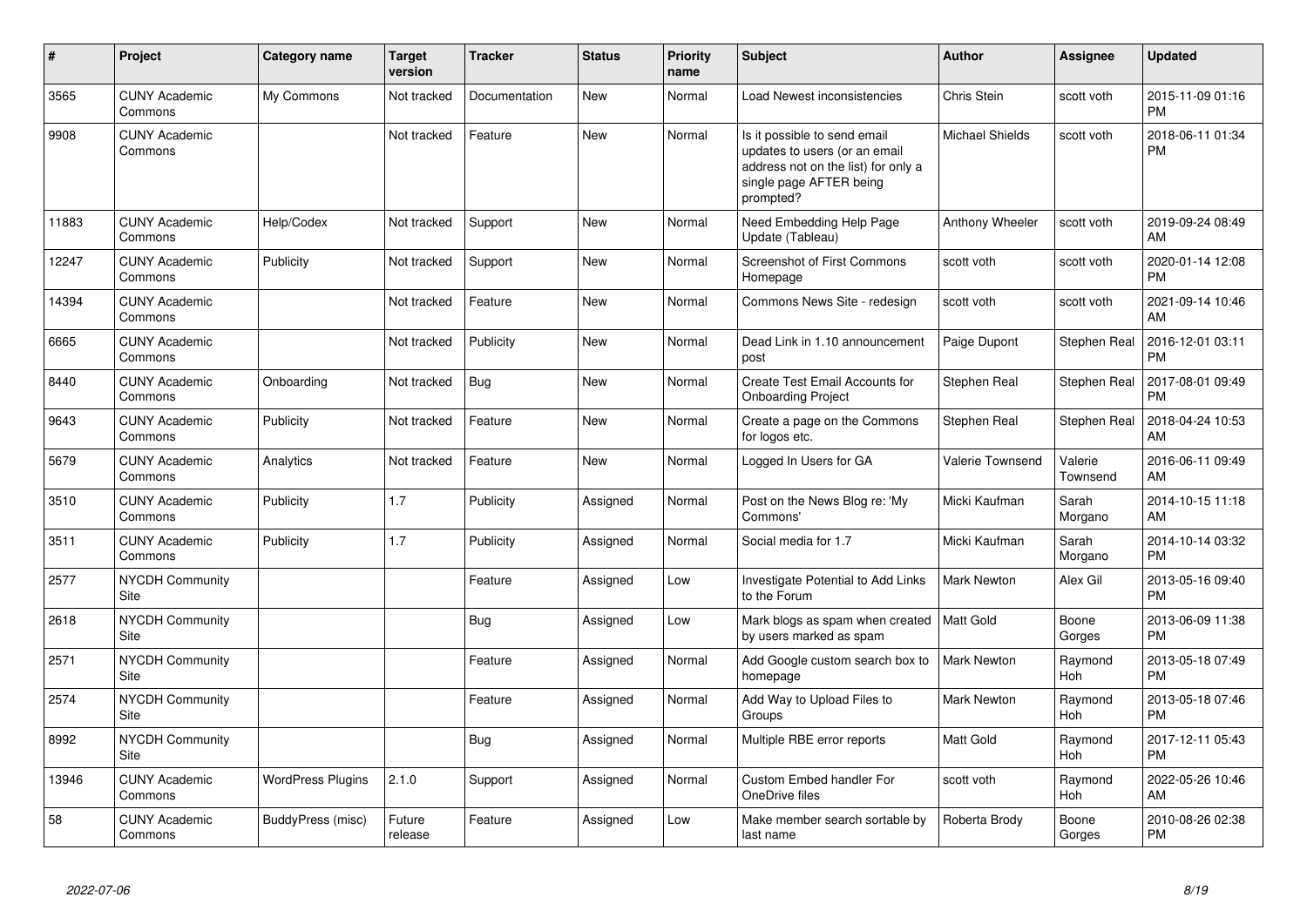| # | Project | Category name | Target version | Tracker | Status | Priority name | Subject | Author | Assignee | Updated |
|---|---|---|---|---|---|---|---|---|---|---|
| 3565 | CUNY Academic Commons | My Commons | Not tracked | Documentation | New | Normal | Load Newest inconsistencies | Chris Stein | scott voth | 2015-11-09 01:16 PM |
| 9908 | CUNY Academic Commons | | Not tracked | Feature | New | Normal | Is it possible to send email updates to users (or an email address not on the list) for only a single page AFTER being prompted? | Michael Shields | scott voth | 2018-06-11 01:34 PM |
| 11883 | CUNY Academic Commons | Help/Codex | Not tracked | Support | New | Normal | Need Embedding Help Page Update (Tableau) | Anthony Wheeler | scott voth | 2019-09-24 08:49 AM |
| 12247 | CUNY Academic Commons | Publicity | Not tracked | Support | New | Normal | Screenshot of First Commons Homepage | scott voth | scott voth | 2020-01-14 12:08 PM |
| 14394 | CUNY Academic Commons | | Not tracked | Feature | New | Normal | Commons News Site - redesign | scott voth | scott voth | 2021-09-14 10:46 AM |
| 6665 | CUNY Academic Commons | | Not tracked | Publicity | New | Normal | Dead Link in 1.10 announcement post | Paige Dupont | Stephen Real | 2016-12-01 03:11 PM |
| 8440 | CUNY Academic Commons | Onboarding | Not tracked | Bug | New | Normal | Create Test Email Accounts for Onboarding Project | Stephen Real | Stephen Real | 2017-08-01 09:49 PM |
| 9643 | CUNY Academic Commons | Publicity | Not tracked | Feature | New | Normal | Create a page on the Commons for logos etc. | Stephen Real | Stephen Real | 2018-04-24 10:53 AM |
| 5679 | CUNY Academic Commons | Analytics | Not tracked | Feature | New | Normal | Logged In Users for GA | Valerie Townsend | Valerie Townsend | 2016-06-11 09:49 AM |
| 3510 | CUNY Academic Commons | Publicity | 1.7 | Publicity | Assigned | Normal | Post on the News Blog re: 'My Commons' | Micki Kaufman | Sarah Morgano | 2014-10-15 11:18 AM |
| 3511 | CUNY Academic Commons | Publicity | 1.7 | Publicity | Assigned | Normal | Social media for 1.7 | Micki Kaufman | Sarah Morgano | 2014-10-14 03:32 PM |
| 2577 | NYCDH Community Site | | | Feature | Assigned | Low | Investigate Potential to Add Links to the Forum | Mark Newton | Alex Gil | 2013-05-16 09:40 PM |
| 2618 | NYCDH Community Site | | | Bug | Assigned | Low | Mark blogs as spam when created by users marked as spam | Matt Gold | Boone Gorges | 2013-06-09 11:38 PM |
| 2571 | NYCDH Community Site | | | Feature | Assigned | Normal | Add Google custom search box to homepage | Mark Newton | Raymond Hoh | 2013-05-18 07:49 PM |
| 2574 | NYCDH Community Site | | | Feature | Assigned | Normal | Add Way to Upload Files to Groups | Mark Newton | Raymond Hoh | 2013-05-18 07:46 PM |
| 8992 | NYCDH Community Site | | | Bug | Assigned | Normal | Multiple RBE error reports | Matt Gold | Raymond Hoh | 2017-12-11 05:43 PM |
| 13946 | CUNY Academic Commons | WordPress Plugins | 2.1.0 | Support | Assigned | Normal | Custom Embed handler For OneDrive files | scott voth | Raymond Hoh | 2022-05-26 10:46 AM |
| 58 | CUNY Academic Commons | BuddyPress (misc) | Future release | Feature | Assigned | Low | Make member search sortable by last name | Roberta Brody | Boone Gorges | 2010-08-26 02:38 PM |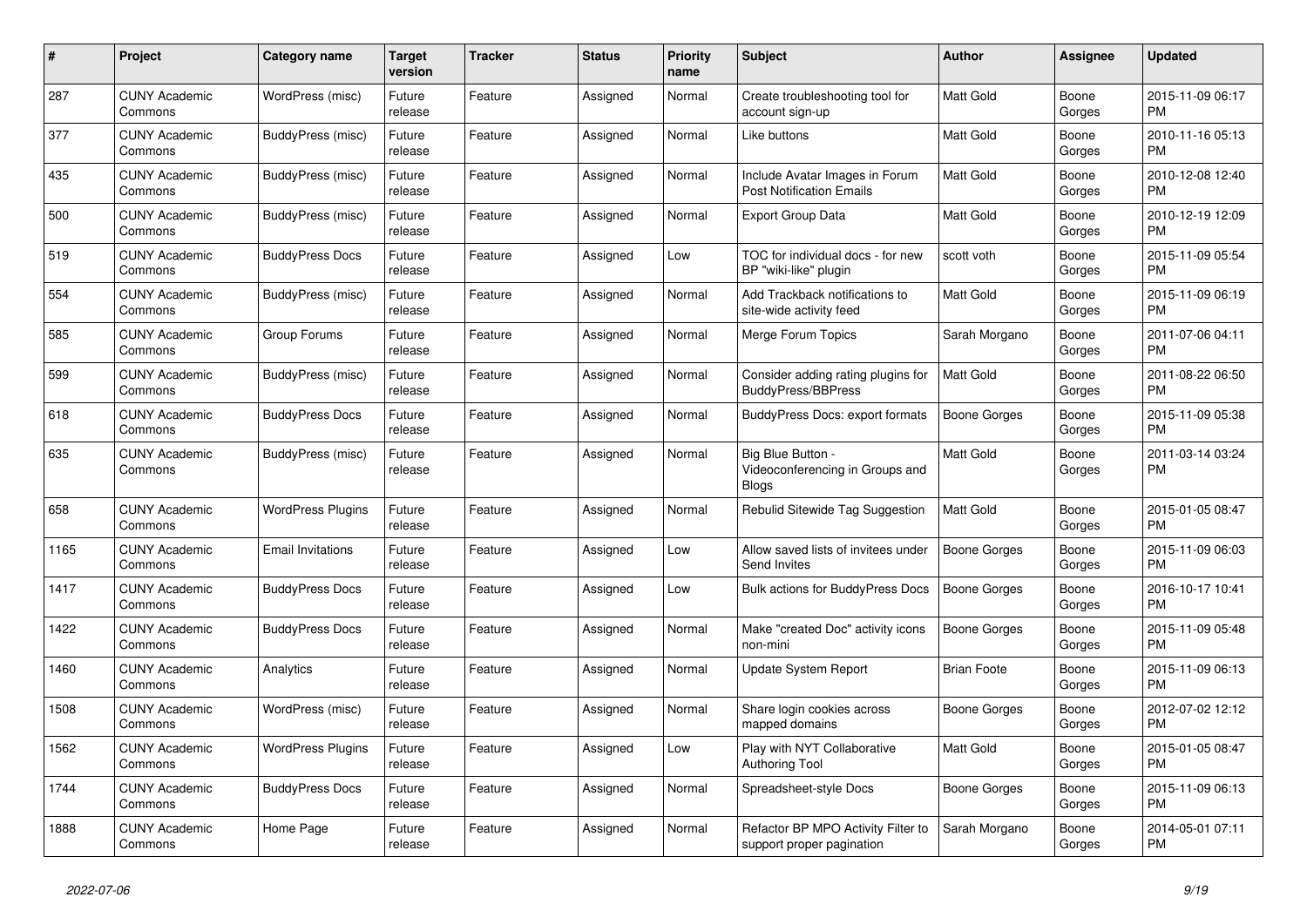| # | Project | Category name | Target version | Tracker | Status | Priority name | Subject | Author | Assignee | Updated |
|---|---|---|---|---|---|---|---|---|---|---|
| 287 | CUNY Academic Commons | WordPress (misc) | Future release | Feature | Assigned | Normal | Create troubleshooting tool for account sign-up | Matt Gold | Boone Gorges | 2015-11-09 06:17 PM |
| 377 | CUNY Academic Commons | BuddyPress (misc) | Future release | Feature | Assigned | Normal | Like buttons | Matt Gold | Boone Gorges | 2010-11-16 05:13 PM |
| 435 | CUNY Academic Commons | BuddyPress (misc) | Future release | Feature | Assigned | Normal | Include Avatar Images in Forum Post Notification Emails | Matt Gold | Boone Gorges | 2010-12-08 12:40 PM |
| 500 | CUNY Academic Commons | BuddyPress (misc) | Future release | Feature | Assigned | Normal | Export Group Data | Matt Gold | Boone Gorges | 2010-12-19 12:09 PM |
| 519 | CUNY Academic Commons | BuddyPress Docs | Future release | Feature | Assigned | Low | TOC for individual docs - for new BP "wiki-like" plugin | scott voth | Boone Gorges | 2015-11-09 05:54 PM |
| 554 | CUNY Academic Commons | BuddyPress (misc) | Future release | Feature | Assigned | Normal | Add Trackback notifications to site-wide activity feed | Matt Gold | Boone Gorges | 2015-11-09 06:19 PM |
| 585 | CUNY Academic Commons | Group Forums | Future release | Feature | Assigned | Normal | Merge Forum Topics | Sarah Morgano | Boone Gorges | 2011-07-06 04:11 PM |
| 599 | CUNY Academic Commons | BuddyPress (misc) | Future release | Feature | Assigned | Normal | Consider adding rating plugins for BuddyPress/BBPress | Matt Gold | Boone Gorges | 2011-08-22 06:50 PM |
| 618 | CUNY Academic Commons | BuddyPress Docs | Future release | Feature | Assigned | Normal | BuddyPress Docs: export formats | Boone Gorges | Boone Gorges | 2015-11-09 05:38 PM |
| 635 | CUNY Academic Commons | BuddyPress (misc) | Future release | Feature | Assigned | Normal | Big Blue Button - Videoconferencing in Groups and Blogs | Matt Gold | Boone Gorges | 2011-03-14 03:24 PM |
| 658 | CUNY Academic Commons | WordPress Plugins | Future release | Feature | Assigned | Normal | Rebulid Sitewide Tag Suggestion | Matt Gold | Boone Gorges | 2015-01-05 08:47 PM |
| 1165 | CUNY Academic Commons | Email Invitations | Future release | Feature | Assigned | Low | Allow saved lists of invitees under Send Invites | Boone Gorges | Boone Gorges | 2015-11-09 06:03 PM |
| 1417 | CUNY Academic Commons | BuddyPress Docs | Future release | Feature | Assigned | Low | Bulk actions for BuddyPress Docs | Boone Gorges | Boone Gorges | 2016-10-17 10:41 PM |
| 1422 | CUNY Academic Commons | BuddyPress Docs | Future release | Feature | Assigned | Normal | Make "created Doc" activity icons non-mini | Boone Gorges | Boone Gorges | 2015-11-09 05:48 PM |
| 1460 | CUNY Academic Commons | Analytics | Future release | Feature | Assigned | Normal | Update System Report | Brian Foote | Boone Gorges | 2015-11-09 06:13 PM |
| 1508 | CUNY Academic Commons | WordPress (misc) | Future release | Feature | Assigned | Normal | Share login cookies across mapped domains | Boone Gorges | Boone Gorges | 2012-07-02 12:12 PM |
| 1562 | CUNY Academic Commons | WordPress Plugins | Future release | Feature | Assigned | Low | Play with NYT Collaborative Authoring Tool | Matt Gold | Boone Gorges | 2015-01-05 08:47 PM |
| 1744 | CUNY Academic Commons | BuddyPress Docs | Future release | Feature | Assigned | Normal | Spreadsheet-style Docs | Boone Gorges | Boone Gorges | 2015-11-09 06:13 PM |
| 1888 | CUNY Academic Commons | Home Page | Future release | Feature | Assigned | Normal | Refactor BP MPO Activity Filter to support proper pagination | Sarah Morgano | Boone Gorges | 2014-05-01 07:11 PM |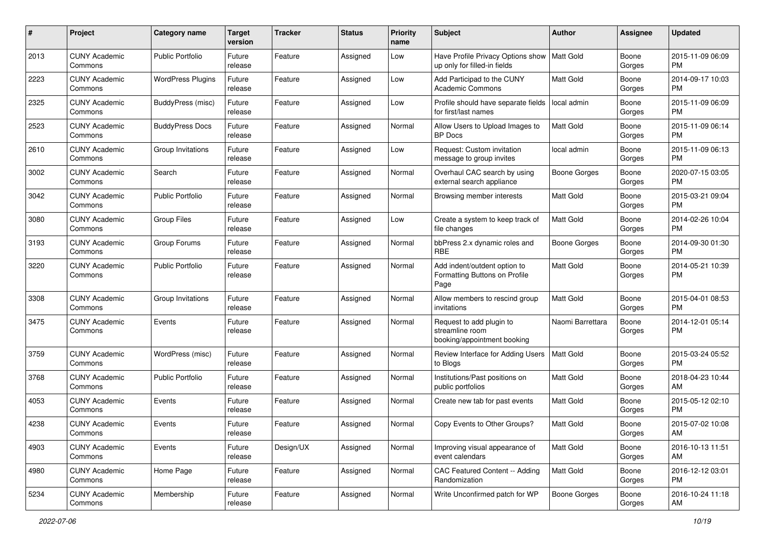| # | Project | Category name | Target version | Tracker | Status | Priority name | Subject | Author | Assignee | Updated |
|---|---|---|---|---|---|---|---|---|---|---|
| 2013 | CUNY Academic Commons | Public Portfolio | Future release | Feature | Assigned | Low | Have Profile Privacy Options show up only for filled-in fields | Matt Gold | Boone Gorges | 2015-11-09 06:09 PM |
| 2223 | CUNY Academic Commons | WordPress Plugins | Future release | Feature | Assigned | Low | Add Participad to the CUNY Academic Commons | Matt Gold | Boone Gorges | 2014-09-17 10:03 PM |
| 2325 | CUNY Academic Commons | BuddyPress (misc) | Future release | Feature | Assigned | Low | Profile should have separate fields for first/last names | local admin | Boone Gorges | 2015-11-09 06:09 PM |
| 2523 | CUNY Academic Commons | BuddyPress Docs | Future release | Feature | Assigned | Normal | Allow Users to Upload Images to BP Docs | Matt Gold | Boone Gorges | 2015-11-09 06:14 PM |
| 2610 | CUNY Academic Commons | Group Invitations | Future release | Feature | Assigned | Low | Request: Custom invitation message to group invites | local admin | Boone Gorges | 2015-11-09 06:13 PM |
| 3002 | CUNY Academic Commons | Search | Future release | Feature | Assigned | Normal | Overhaul CAC search by using external search appliance | Boone Gorges | Boone Gorges | 2020-07-15 03:05 PM |
| 3042 | CUNY Academic Commons | Public Portfolio | Future release | Feature | Assigned | Normal | Browsing member interests | Matt Gold | Boone Gorges | 2015-03-21 09:04 PM |
| 3080 | CUNY Academic Commons | Group Files | Future release | Feature | Assigned | Low | Create a system to keep track of file changes | Matt Gold | Boone Gorges | 2014-02-26 10:04 PM |
| 3193 | CUNY Academic Commons | Group Forums | Future release | Feature | Assigned | Normal | bbPress 2.x dynamic roles and RBE | Boone Gorges | Boone Gorges | 2014-09-30 01:30 PM |
| 3220 | CUNY Academic Commons | Public Portfolio | Future release | Feature | Assigned | Normal | Add indent/outdent option to Formatting Buttons on Profile Page | Matt Gold | Boone Gorges | 2014-05-21 10:39 PM |
| 3308 | CUNY Academic Commons | Group Invitations | Future release | Feature | Assigned | Normal | Allow members to rescind group invitations | Matt Gold | Boone Gorges | 2015-04-01 08:53 PM |
| 3475 | CUNY Academic Commons | Events | Future release | Feature | Assigned | Normal | Request to add plugin to streamline room booking/appointment booking | Naomi Barrettara | Boone Gorges | 2014-12-01 05:14 PM |
| 3759 | CUNY Academic Commons | WordPress (misc) | Future release | Feature | Assigned | Normal | Review Interface for Adding Users to Blogs | Matt Gold | Boone Gorges | 2015-03-24 05:52 PM |
| 3768 | CUNY Academic Commons | Public Portfolio | Future release | Feature | Assigned | Normal | Institutions/Past positions on public portfolios | Matt Gold | Boone Gorges | 2018-04-23 10:44 AM |
| 4053 | CUNY Academic Commons | Events | Future release | Feature | Assigned | Normal | Create new tab for past events | Matt Gold | Boone Gorges | 2015-05-12 02:10 PM |
| 4238 | CUNY Academic Commons | Events | Future release | Feature | Assigned | Normal | Copy Events to Other Groups? | Matt Gold | Boone Gorges | 2015-07-02 10:08 AM |
| 4903 | CUNY Academic Commons | Events | Future release | Design/UX | Assigned | Normal | Improving visual appearance of event calendars | Matt Gold | Boone Gorges | 2016-10-13 11:51 AM |
| 4980 | CUNY Academic Commons | Home Page | Future release | Feature | Assigned | Normal | CAC Featured Content -- Adding Randomization | Matt Gold | Boone Gorges | 2016-12-12 03:01 PM |
| 5234 | CUNY Academic Commons | Membership | Future release | Feature | Assigned | Normal | Write Unconfirmed patch for WP | Boone Gorges | Boone Gorges | 2016-10-24 11:18 AM |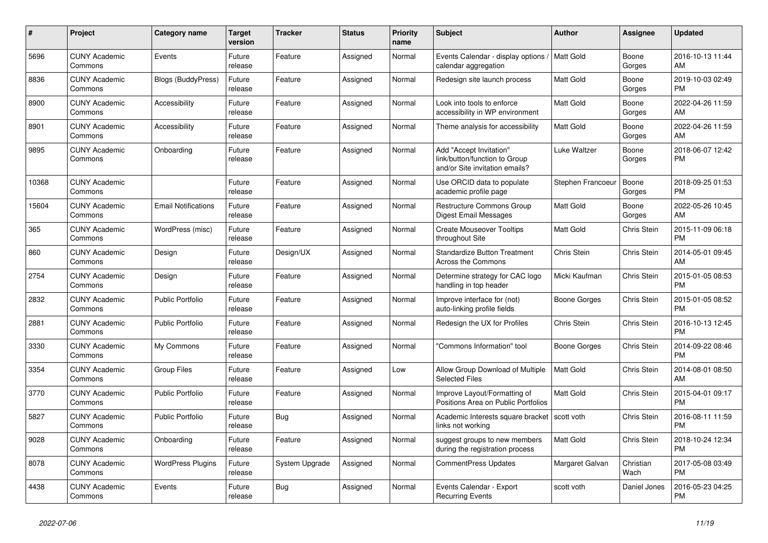| # | Project | Category name | Target version | Tracker | Status | Priority name | Subject | Author | Assignee | Updated |
|---|---|---|---|---|---|---|---|---|---|---|
| 5696 | CUNY Academic Commons | Events | Future release | Feature | Assigned | Normal | Events Calendar - display options / calendar aggregation | Matt Gold | Boone Gorges | 2016-10-13 11:44 AM |
| 8836 | CUNY Academic Commons | Blogs (BuddyPress) | Future release | Feature | Assigned | Normal | Redesign site launch process | Matt Gold | Boone Gorges | 2019-10-03 02:49 PM |
| 8900 | CUNY Academic Commons | Accessibility | Future release | Feature | Assigned | Normal | Look into tools to enforce accessibility in WP environment | Matt Gold | Boone Gorges | 2022-04-26 11:59 AM |
| 8901 | CUNY Academic Commons | Accessibility | Future release | Feature | Assigned | Normal | Theme analysis for accessibility | Matt Gold | Boone Gorges | 2022-04-26 11:59 AM |
| 9895 | CUNY Academic Commons | Onboarding | Future release | Feature | Assigned | Normal | Add "Accept Invitation" link/button/function to Group and/or Site invitation emails? | Luke Waltzer | Boone Gorges | 2018-06-07 12:42 PM |
| 10368 | CUNY Academic Commons | | Future release | Feature | Assigned | Normal | Use ORCID data to populate academic profile page | Stephen Francoeur | Boone Gorges | 2018-09-25 01:53 PM |
| 15604 | CUNY Academic Commons | Email Notifications | Future release | Feature | Assigned | Normal | Restructure Commons Group Digest Email Messages | Matt Gold | Boone Gorges | 2022-05-26 10:45 AM |
| 365 | CUNY Academic Commons | WordPress (misc) | Future release | Feature | Assigned | Normal | Create Mouseover Tooltips throughout Site | Matt Gold | Chris Stein | 2015-11-09 06:18 PM |
| 860 | CUNY Academic Commons | Design | Future release | Design/UX | Assigned | Normal | Standardize Button Treatment Across the Commons | Chris Stein | Chris Stein | 2014-05-01 09:45 AM |
| 2754 | CUNY Academic Commons | Design | Future release | Feature | Assigned | Normal | Determine strategy for CAC logo handling in top header | Micki Kaufman | Chris Stein | 2015-01-05 08:53 PM |
| 2832 | CUNY Academic Commons | Public Portfolio | Future release | Feature | Assigned | Normal | Improve interface for (not) auto-linking profile fields | Boone Gorges | Chris Stein | 2015-01-05 08:52 PM |
| 2881 | CUNY Academic Commons | Public Portfolio | Future release | Feature | Assigned | Normal | Redesign the UX for Profiles | Chris Stein | Chris Stein | 2016-10-13 12:45 PM |
| 3330 | CUNY Academic Commons | My Commons | Future release | Feature | Assigned | Normal | "Commons Information" tool | Boone Gorges | Chris Stein | 2014-09-22 08:46 PM |
| 3354 | CUNY Academic Commons | Group Files | Future release | Feature | Assigned | Low | Allow Group Download of Multiple Selected Files | Matt Gold | Chris Stein | 2014-08-01 08:50 AM |
| 3770 | CUNY Academic Commons | Public Portfolio | Future release | Feature | Assigned | Normal | Improve Layout/Formatting of Positions Area on Public Portfolios | Matt Gold | Chris Stein | 2015-04-01 09:17 PM |
| 5827 | CUNY Academic Commons | Public Portfolio | Future release | Bug | Assigned | Normal | Academic Interests square bracket links not working | scott voth | Chris Stein | 2016-08-11 11:59 PM |
| 9028 | CUNY Academic Commons | Onboarding | Future release | Feature | Assigned | Normal | suggest groups to new members during the registration process | Matt Gold | Chris Stein | 2018-10-24 12:34 PM |
| 8078 | CUNY Academic Commons | WordPress Plugins | Future release | System Upgrade | Assigned | Normal | CommentPress Updates | Margaret Galvan | Christian Wach | 2017-05-08 03:49 PM |
| 4438 | CUNY Academic Commons | Events | Future release | Bug | Assigned | Normal | Events Calendar - Export Recurring Events | scott voth | Daniel Jones | 2016-05-23 04:25 PM |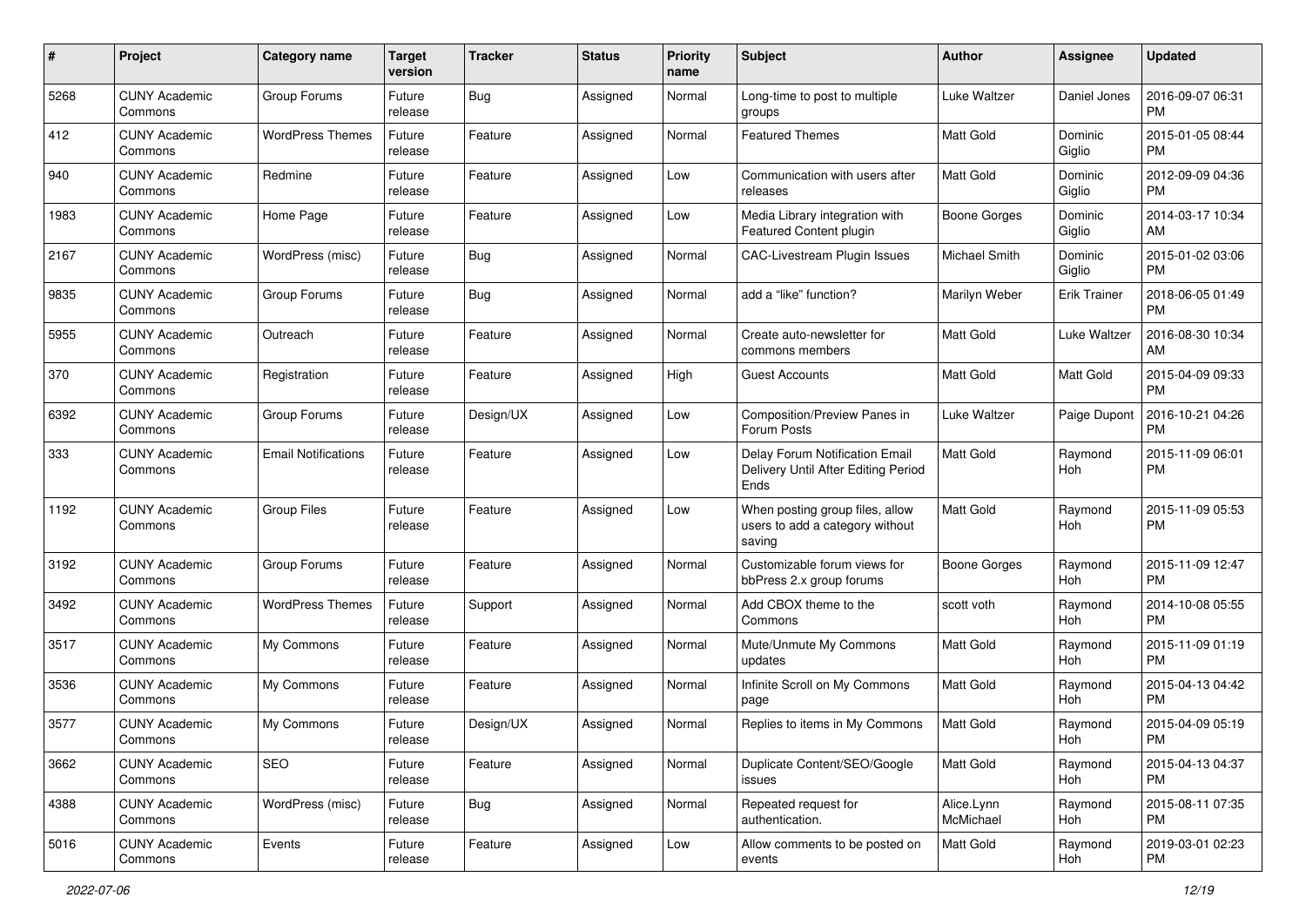| # | Project | Category name | Target version | Tracker | Status | Priority name | Subject | Author | Assignee | Updated |
|---|---|---|---|---|---|---|---|---|---|---|
| 5268 | CUNY Academic Commons | Group Forums | Future release | Bug | Assigned | Normal | Long-time to post to multiple groups | Luke Waltzer | Daniel Jones | 2016-09-07 06:31 PM |
| 412 | CUNY Academic Commons | WordPress Themes | Future release | Feature | Assigned | Normal | Featured Themes | Matt Gold | Dominic Giglio | 2015-01-05 08:44 PM |
| 940 | CUNY Academic Commons | Redmine | Future release | Feature | Assigned | Low | Communication with users after releases | Matt Gold | Dominic Giglio | 2012-09-09 04:36 PM |
| 1983 | CUNY Academic Commons | Home Page | Future release | Feature | Assigned | Low | Media Library integration with Featured Content plugin | Boone Gorges | Dominic Giglio | 2014-03-17 10:34 AM |
| 2167 | CUNY Academic Commons | WordPress (misc) | Future release | Bug | Assigned | Normal | CAC-Livestream Plugin Issues | Michael Smith | Dominic Giglio | 2015-01-02 03:06 PM |
| 9835 | CUNY Academic Commons | Group Forums | Future release | Bug | Assigned | Normal | add a "like" function? | Marilyn Weber | Erik Trainer | 2018-06-05 01:49 PM |
| 5955 | CUNY Academic Commons | Outreach | Future release | Feature | Assigned | Normal | Create auto-newsletter for commons members | Matt Gold | Luke Waltzer | 2016-08-30 10:34 AM |
| 370 | CUNY Academic Commons | Registration | Future release | Feature | Assigned | High | Guest Accounts | Matt Gold | Matt Gold | 2015-04-09 09:33 PM |
| 6392 | CUNY Academic Commons | Group Forums | Future release | Design/UX | Assigned | Low | Composition/Preview Panes in Forum Posts | Luke Waltzer | Paige Dupont | 2016-10-21 04:26 PM |
| 333 | CUNY Academic Commons | Email Notifications | Future release | Feature | Assigned | Low | Delay Forum Notification Email Delivery Until After Editing Period Ends | Matt Gold | Raymond Hoh | 2015-11-09 06:01 PM |
| 1192 | CUNY Academic Commons | Group Files | Future release | Feature | Assigned | Low | When posting group files, allow users to add a category without saving | Matt Gold | Raymond Hoh | 2015-11-09 05:53 PM |
| 3192 | CUNY Academic Commons | Group Forums | Future release | Feature | Assigned | Normal | Customizable forum views for bbPress 2.x group forums | Boone Gorges | Raymond Hoh | 2015-11-09 12:47 PM |
| 3492 | CUNY Academic Commons | WordPress Themes | Future release | Support | Assigned | Normal | Add CBOX theme to the Commons | scott voth | Raymond Hoh | 2014-10-08 05:55 PM |
| 3517 | CUNY Academic Commons | My Commons | Future release | Feature | Assigned | Normal | Mute/Unmute My Commons updates | Matt Gold | Raymond Hoh | 2015-11-09 01:19 PM |
| 3536 | CUNY Academic Commons | My Commons | Future release | Feature | Assigned | Normal | Infinite Scroll on My Commons page | Matt Gold | Raymond Hoh | 2015-04-13 04:42 PM |
| 3577 | CUNY Academic Commons | My Commons | Future release | Design/UX | Assigned | Normal | Replies to items in My Commons | Matt Gold | Raymond Hoh | 2015-04-09 05:19 PM |
| 3662 | CUNY Academic Commons | SEO | Future release | Feature | Assigned | Normal | Duplicate Content/SEO/Google issues | Matt Gold | Raymond Hoh | 2015-04-13 04:37 PM |
| 4388 | CUNY Academic Commons | WordPress (misc) | Future release | Bug | Assigned | Normal | Repeated request for authentication. | Alice.Lynn McMichael | Raymond Hoh | 2015-08-11 07:35 PM |
| 5016 | CUNY Academic Commons | Events | Future release | Feature | Assigned | Low | Allow comments to be posted on events | Matt Gold | Raymond Hoh | 2019-03-01 02:23 PM |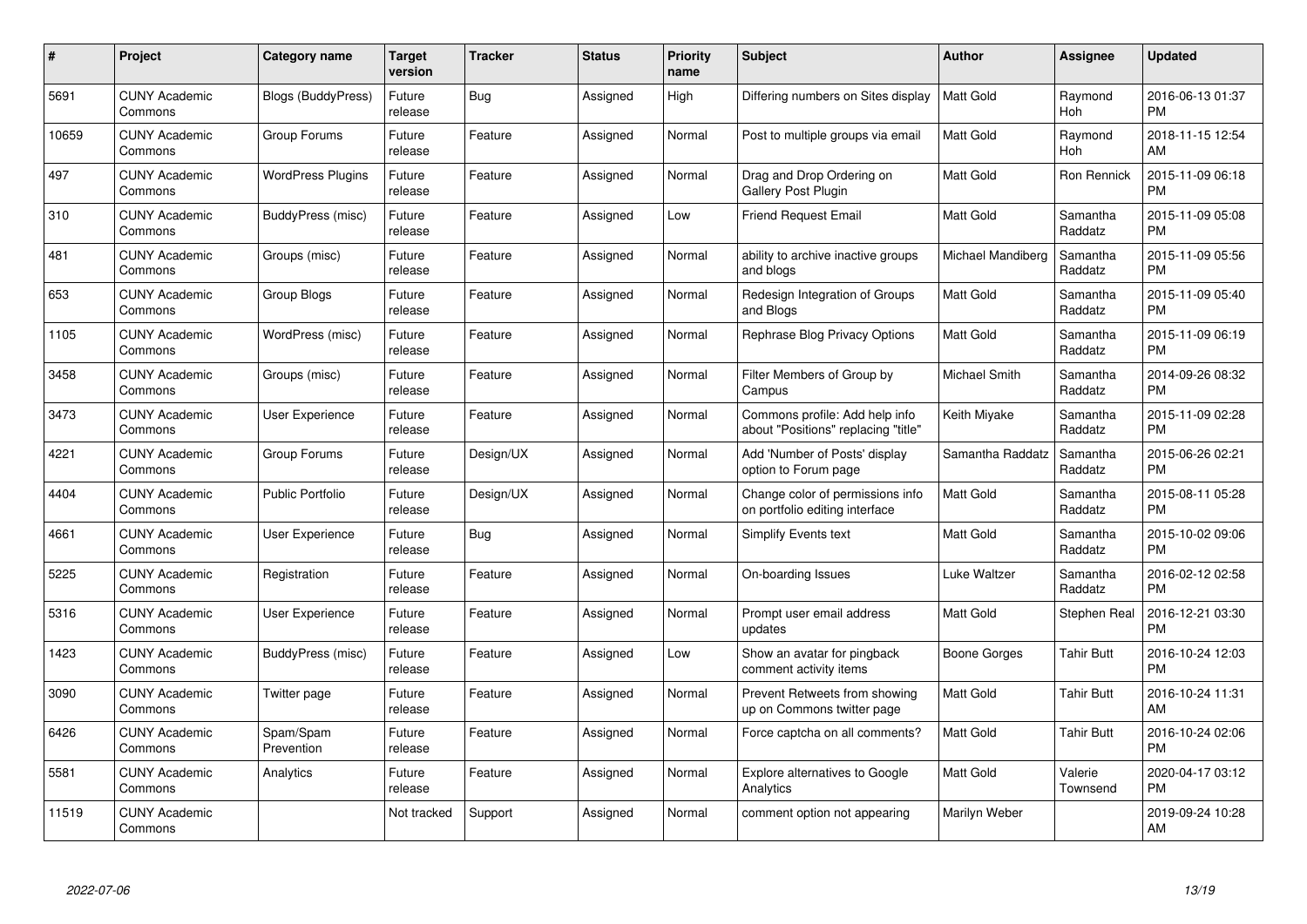| # | Project | Category name | Target version | Tracker | Status | Priority name | Subject | Author | Assignee | Updated |
|---|---|---|---|---|---|---|---|---|---|---|
| 5691 | CUNY Academic Commons | Blogs (BuddyPress) | Future release | Bug | Assigned | High | Differing numbers on Sites display | Matt Gold | Raymond Hoh | 2016-06-13 01:37 PM |
| 10659 | CUNY Academic Commons | Group Forums | Future release | Feature | Assigned | Normal | Post to multiple groups via email | Matt Gold | Raymond Hoh | 2018-11-15 12:54 AM |
| 497 | CUNY Academic Commons | WordPress Plugins | Future release | Feature | Assigned | Normal | Drag and Drop Ordering on Gallery Post Plugin | Matt Gold | Ron Rennick | 2015-11-09 06:18 PM |
| 310 | CUNY Academic Commons | BuddyPress (misc) | Future release | Feature | Assigned | Low | Friend Request Email | Matt Gold | Samantha Raddatz | 2015-11-09 05:08 PM |
| 481 | CUNY Academic Commons | Groups (misc) | Future release | Feature | Assigned | Normal | ability to archive inactive groups and blogs | Michael Mandiberg | Samantha Raddatz | 2015-11-09 05:56 PM |
| 653 | CUNY Academic Commons | Group Blogs | Future release | Feature | Assigned | Normal | Redesign Integration of Groups and Blogs | Matt Gold | Samantha Raddatz | 2015-11-09 05:40 PM |
| 1105 | CUNY Academic Commons | WordPress (misc) | Future release | Feature | Assigned | Normal | Rephrase Blog Privacy Options | Matt Gold | Samantha Raddatz | 2015-11-09 06:19 PM |
| 3458 | CUNY Academic Commons | Groups (misc) | Future release | Feature | Assigned | Normal | Filter Members of Group by Campus | Michael Smith | Samantha Raddatz | 2014-09-26 08:32 PM |
| 3473 | CUNY Academic Commons | User Experience | Future release | Feature | Assigned | Normal | Commons profile: Add help info about "Positions" replacing "title" | Keith Miyake | Samantha Raddatz | 2015-11-09 02:28 PM |
| 4221 | CUNY Academic Commons | Group Forums | Future release | Design/UX | Assigned | Normal | Add 'Number of Posts' display option to Forum page | Samantha Raddatz | Samantha Raddatz | 2015-06-26 02:21 PM |
| 4404 | CUNY Academic Commons | Public Portfolio | Future release | Design/UX | Assigned | Normal | Change color of permissions info on portfolio editing interface | Matt Gold | Samantha Raddatz | 2015-08-11 05:28 PM |
| 4661 | CUNY Academic Commons | User Experience | Future release | Bug | Assigned | Normal | Simplify Events text | Matt Gold | Samantha Raddatz | 2015-10-02 09:06 PM |
| 5225 | CUNY Academic Commons | Registration | Future release | Feature | Assigned | Normal | On-boarding Issues | Luke Waltzer | Samantha Raddatz | 2016-02-12 02:58 PM |
| 5316 | CUNY Academic Commons | User Experience | Future release | Feature | Assigned | Normal | Prompt user email address updates | Matt Gold | Stephen Real | 2016-12-21 03:30 PM |
| 1423 | CUNY Academic Commons | BuddyPress (misc) | Future release | Feature | Assigned | Low | Show an avatar for pingback comment activity items | Boone Gorges | Tahir Butt | 2016-10-24 12:03 PM |
| 3090 | CUNY Academic Commons | Twitter page | Future release | Feature | Assigned | Normal | Prevent Retweets from showing up on Commons twitter page | Matt Gold | Tahir Butt | 2016-10-24 11:31 AM |
| 6426 | CUNY Academic Commons | Spam/Spam Prevention | Future release | Feature | Assigned | Normal | Force captcha on all comments? | Matt Gold | Tahir Butt | 2016-10-24 02:06 PM |
| 5581 | CUNY Academic Commons | Analytics | Future release | Feature | Assigned | Normal | Explore alternatives to Google Analytics | Matt Gold | Valerie Townsend | 2020-04-17 03:12 PM |
| 11519 | CUNY Academic Commons | | Not tracked | Support | Assigned | Normal | comment option not appearing | Marilyn Weber | | 2019-09-24 10:28 AM |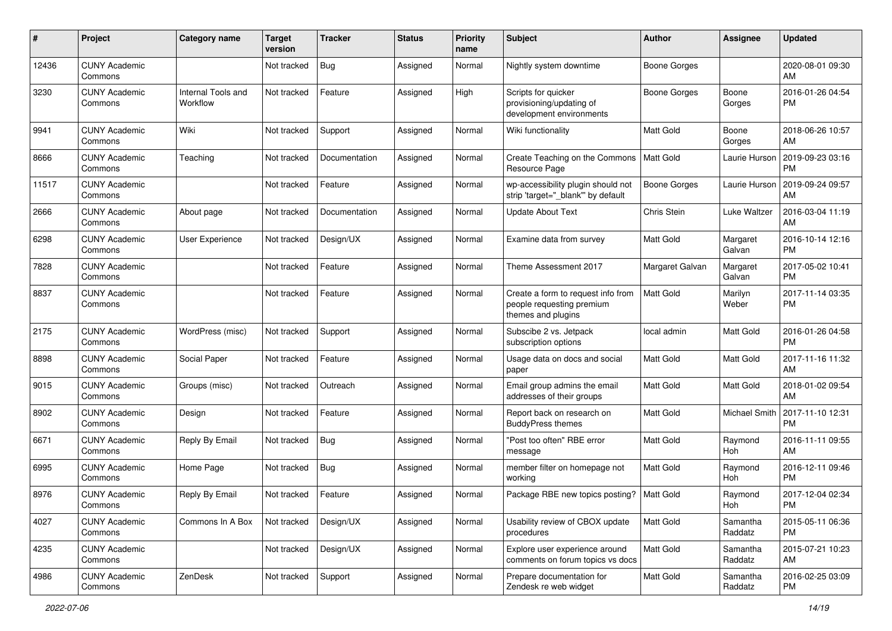| # | Project | Category name | Target version | Tracker | Status | Priority name | Subject | Author | Assignee | Updated |
|---|---|---|---|---|---|---|---|---|---|---|
| 12436 | CUNY Academic Commons | | Not tracked | Bug | Assigned | Normal | Nightly system downtime | Boone Gorges | | 2020-08-01 09:30 AM |
| 3230 | CUNY Academic Commons | Internal Tools and Workflow | Not tracked | Feature | Assigned | High | Scripts for quicker provisioning/updating of development environments | Boone Gorges | Boone Gorges | 2016-01-26 04:54 PM |
| 9941 | CUNY Academic Commons | Wiki | Not tracked | Support | Assigned | Normal | Wiki functionality | Matt Gold | Boone Gorges | 2018-06-26 10:57 AM |
| 8666 | CUNY Academic Commons | Teaching | Not tracked | Documentation | Assigned | Normal | Create Teaching on the Commons Resource Page | Matt Gold | Laurie Hurson | 2019-09-23 03:16 PM |
| 11517 | CUNY Academic Commons | | Not tracked | Feature | Assigned | Normal | wp-accessibility plugin should not strip 'target="_blank"' by default | Boone Gorges | Laurie Hurson | 2019-09-24 09:57 AM |
| 2666 | CUNY Academic Commons | About page | Not tracked | Documentation | Assigned | Normal | Update About Text | Chris Stein | Luke Waltzer | 2016-03-04 11:19 AM |
| 6298 | CUNY Academic Commons | User Experience | Not tracked | Design/UX | Assigned | Normal | Examine data from survey | Matt Gold | Margaret Galvan | 2016-10-14 12:16 PM |
| 7828 | CUNY Academic Commons | | Not tracked | Feature | Assigned | Normal | Theme Assessment 2017 | Margaret Galvan | Margaret Galvan | 2017-05-02 10:41 PM |
| 8837 | CUNY Academic Commons | | Not tracked | Feature | Assigned | Normal | Create a form to request info from people requesting premium themes and plugins | Matt Gold | Marilyn Weber | 2017-11-14 03:35 PM |
| 2175 | CUNY Academic Commons | WordPress (misc) | Not tracked | Support | Assigned | Normal | Subscibe 2 vs. Jetpack subscription options | local admin | Matt Gold | 2016-01-26 04:58 PM |
| 8898 | CUNY Academic Commons | Social Paper | Not tracked | Feature | Assigned | Normal | Usage data on docs and social paper | Matt Gold | Matt Gold | 2017-11-16 11:32 AM |
| 9015 | CUNY Academic Commons | Groups (misc) | Not tracked | Outreach | Assigned | Normal | Email group admins the email addresses of their groups | Matt Gold | Matt Gold | 2018-01-02 09:54 AM |
| 8902 | CUNY Academic Commons | Design | Not tracked | Feature | Assigned | Normal | Report back on research on BuddyPress themes | Matt Gold | Michael Smith | 2017-11-10 12:31 PM |
| 6671 | CUNY Academic Commons | Reply By Email | Not tracked | Bug | Assigned | Normal | "Post too often" RBE error message | Matt Gold | Raymond Hoh | 2016-11-11 09:55 AM |
| 6995 | CUNY Academic Commons | Home Page | Not tracked | Bug | Assigned | Normal | member filter on homepage not working | Matt Gold | Raymond Hoh | 2016-12-11 09:46 PM |
| 8976 | CUNY Academic Commons | Reply By Email | Not tracked | Feature | Assigned | Normal | Package RBE new topics posting? | Matt Gold | Raymond Hoh | 2017-12-04 02:34 PM |
| 4027 | CUNY Academic Commons | Commons In A Box | Not tracked | Design/UX | Assigned | Normal | Usability review of CBOX update procedures | Matt Gold | Samantha Raddatz | 2015-05-11 06:36 PM |
| 4235 | CUNY Academic Commons | | Not tracked | Design/UX | Assigned | Normal | Explore user experience around comments on forum topics vs docs | Matt Gold | Samantha Raddatz | 2015-07-21 10:23 AM |
| 4986 | CUNY Academic Commons | ZenDesk | Not tracked | Support | Assigned | Normal | Prepare documentation for Zendesk re web widget | Matt Gold | Samantha Raddatz | 2016-02-25 03:09 PM |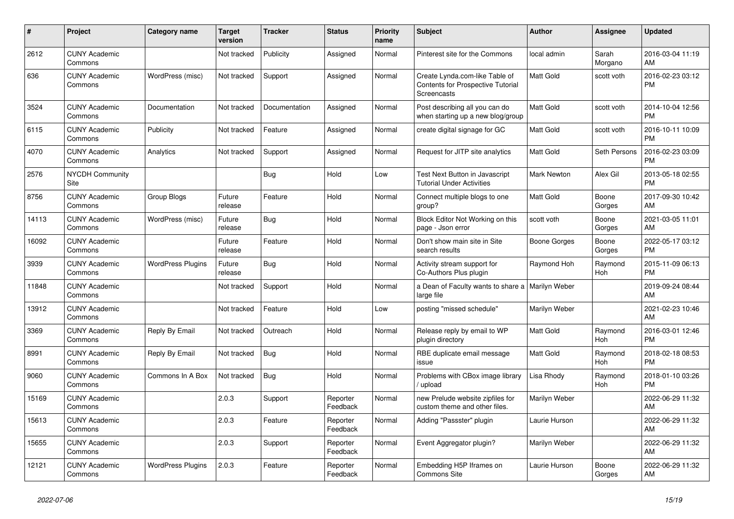| # | Project | Category name | Target version | Tracker | Status | Priority name | Subject | Author | Assignee | Updated |
|---|---|---|---|---|---|---|---|---|---|---|
| 2612 | CUNY Academic Commons | | Not tracked | Publicity | Assigned | Normal | Pinterest site for the Commons | local admin | Sarah Morgano | 2016-03-04 11:19 AM |
| 636 | CUNY Academic Commons | WordPress (misc) | Not tracked | Support | Assigned | Normal | Create Lynda.com-like Table of Contents for Prospective Tutorial Screencasts | Matt Gold | scott voth | 2016-02-23 03:12 PM |
| 3524 | CUNY Academic Commons | Documentation | Not tracked | Documentation | Assigned | Normal | Post describing all you can do when starting up a new blog/group | Matt Gold | scott voth | 2014-10-04 12:56 PM |
| 6115 | CUNY Academic Commons | Publicity | Not tracked | Feature | Assigned | Normal | create digital signage for GC | Matt Gold | scott voth | 2016-10-11 10:09 PM |
| 4070 | CUNY Academic Commons | Analytics | Not tracked | Support | Assigned | Normal | Request for JITP site analytics | Matt Gold | Seth Persons | 2016-02-23 03:09 PM |
| 2576 | NYCDH Community Site | | | Bug | Hold | Low | Test Next Button in Javascript Tutorial Under Activities | Mark Newton | Alex Gil | 2013-05-18 02:55 PM |
| 8756 | CUNY Academic Commons | Group Blogs | Future release | Feature | Hold | Normal | Connect multiple blogs to one group? | Matt Gold | Boone Gorges | 2017-09-30 10:42 AM |
| 14113 | CUNY Academic Commons | WordPress (misc) | Future release | Bug | Hold | Normal | Block Editor Not Working on this page - Json error | scott voth | Boone Gorges | 2021-03-05 11:01 AM |
| 16092 | CUNY Academic Commons | | Future release | Feature | Hold | Normal | Don't show main site in Site search results | Boone Gorges | Boone Gorges | 2022-05-17 03:12 PM |
| 3939 | CUNY Academic Commons | WordPress Plugins | Future release | Bug | Hold | Normal | Activity stream support for Co-Authors Plus plugin | Raymond Hoh | Raymond Hoh | 2015-11-09 06:13 PM |
| 11848 | CUNY Academic Commons | | Not tracked | Support | Hold | Normal | a Dean of Faculty wants to share a large file | Marilyn Weber | | 2019-09-24 08:44 AM |
| 13912 | CUNY Academic Commons | | Not tracked | Feature | Hold | Low | posting "missed schedule" | Marilyn Weber | | 2021-02-23 10:46 AM |
| 3369 | CUNY Academic Commons | Reply By Email | Not tracked | Outreach | Hold | Normal | Release reply by email to WP plugin directory | Matt Gold | Raymond Hoh | 2016-03-01 12:46 PM |
| 8991 | CUNY Academic Commons | Reply By Email | Not tracked | Bug | Hold | Normal | RBE duplicate email message issue | Matt Gold | Raymond Hoh | 2018-02-18 08:53 PM |
| 9060 | CUNY Academic Commons | Commons In A Box | Not tracked | Bug | Hold | Normal | Problems with CBox image library / upload | Lisa Rhody | Raymond Hoh | 2018-01-10 03:26 PM |
| 15169 | CUNY Academic Commons | | 2.0.3 | Support | Reporter Feedback | Normal | new Prelude website zipfiles for custom theme and other files. | Marilyn Weber | | 2022-06-29 11:32 AM |
| 15613 | CUNY Academic Commons | | 2.0.3 | Feature | Reporter Feedback | Normal | Adding "Passster" plugin | Laurie Hurson | | 2022-06-29 11:32 AM |
| 15655 | CUNY Academic Commons | | 2.0.3 | Support | Reporter Feedback | Normal | Event Aggregator plugin? | Marilyn Weber | | 2022-06-29 11:32 AM |
| 12121 | CUNY Academic Commons | WordPress Plugins | 2.0.3 | Feature | Reporter Feedback | Normal | Embedding H5P Iframes on Commons Site | Laurie Hurson | Boone Gorges | 2022-06-29 11:32 AM |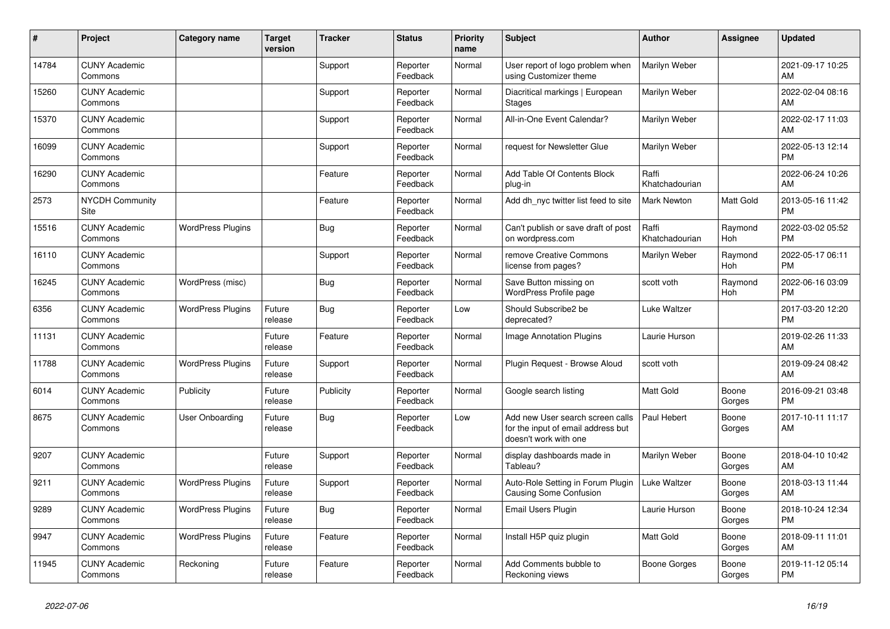| # | Project | Category name | Target version | Tracker | Status | Priority name | Subject | Author | Assignee | Updated |
|---|---|---|---|---|---|---|---|---|---|---|
| 14784 | CUNY Academic Commons | | | Support | Reporter Feedback | Normal | User report of logo problem when using Customizer theme | Marilyn Weber | | 2021-09-17 10:25 AM |
| 15260 | CUNY Academic Commons | | | Support | Reporter Feedback | Normal | Diacritical markings \| European Stages | Marilyn Weber | | 2022-02-04 08:16 AM |
| 15370 | CUNY Academic Commons | | | Support | Reporter Feedback | Normal | All-in-One Event Calendar? | Marilyn Weber | | 2022-02-17 11:03 AM |
| 16099 | CUNY Academic Commons | | | Support | Reporter Feedback | Normal | request for Newsletter Glue | Marilyn Weber | | 2022-05-13 12:14 PM |
| 16290 | CUNY Academic Commons | | | Feature | Reporter Feedback | Normal | Add Table Of Contents Block plug-in | Raffi Khatchadourian | | 2022-06-24 10:26 AM |
| 2573 | NYCDH Community Site | | | Feature | Reporter Feedback | Normal | Add dh_nyc twitter list feed to site | Mark Newton | Matt Gold | 2013-05-16 11:42 PM |
| 15516 | CUNY Academic Commons | WordPress Plugins | | Bug | Reporter Feedback | Normal | Can't publish or save draft of post on wordpress.com | Raffi Khatchadourian | Raymond Hoh | 2022-03-02 05:52 PM |
| 16110 | CUNY Academic Commons | | | Support | Reporter Feedback | Normal | remove Creative Commons license from pages? | Marilyn Weber | Raymond Hoh | 2022-05-17 06:11 PM |
| 16245 | CUNY Academic Commons | WordPress (misc) | | Bug | Reporter Feedback | Normal | Save Button missing on WordPress Profile page | scott voth | Raymond Hoh | 2022-06-16 03:09 PM |
| 6356 | CUNY Academic Commons | WordPress Plugins | Future release | Bug | Reporter Feedback | Low | Should Subscribe2 be deprecated? | Luke Waltzer | | 2017-03-20 12:20 PM |
| 11131 | CUNY Academic Commons | | Future release | Feature | Reporter Feedback | Normal | Image Annotation Plugins | Laurie Hurson | | 2019-02-26 11:33 AM |
| 11788 | CUNY Academic Commons | WordPress Plugins | Future release | Support | Reporter Feedback | Normal | Plugin Request - Browse Aloud | scott voth | | 2019-09-24 08:42 AM |
| 6014 | CUNY Academic Commons | Publicity | Future release | Publicity | Reporter Feedback | Normal | Google search listing | Matt Gold | Boone Gorges | 2016-09-21 03:48 PM |
| 8675 | CUNY Academic Commons | User Onboarding | Future release | Bug | Reporter Feedback | Low | Add new User search screen calls for the input of email address but doesn't work with one | Paul Hebert | Boone Gorges | 2017-10-11 11:17 AM |
| 9207 | CUNY Academic Commons | | Future release | Support | Reporter Feedback | Normal | display dashboards made in Tableau? | Marilyn Weber | Boone Gorges | 2018-04-10 10:42 AM |
| 9211 | CUNY Academic Commons | WordPress Plugins | Future release | Support | Reporter Feedback | Normal | Auto-Role Setting in Forum Plugin Causing Some Confusion | Luke Waltzer | Boone Gorges | 2018-03-13 11:44 AM |
| 9289 | CUNY Academic Commons | WordPress Plugins | Future release | Bug | Reporter Feedback | Normal | Email Users Plugin | Laurie Hurson | Boone Gorges | 2018-10-24 12:34 PM |
| 9947 | CUNY Academic Commons | WordPress Plugins | Future release | Feature | Reporter Feedback | Normal | Install H5P quiz plugin | Matt Gold | Boone Gorges | 2018-09-11 11:01 AM |
| 11945 | CUNY Academic Commons | Reckoning | Future release | Feature | Reporter Feedback | Normal | Add Comments bubble to Reckoning views | Boone Gorges | Boone Gorges | 2019-11-12 05:14 PM |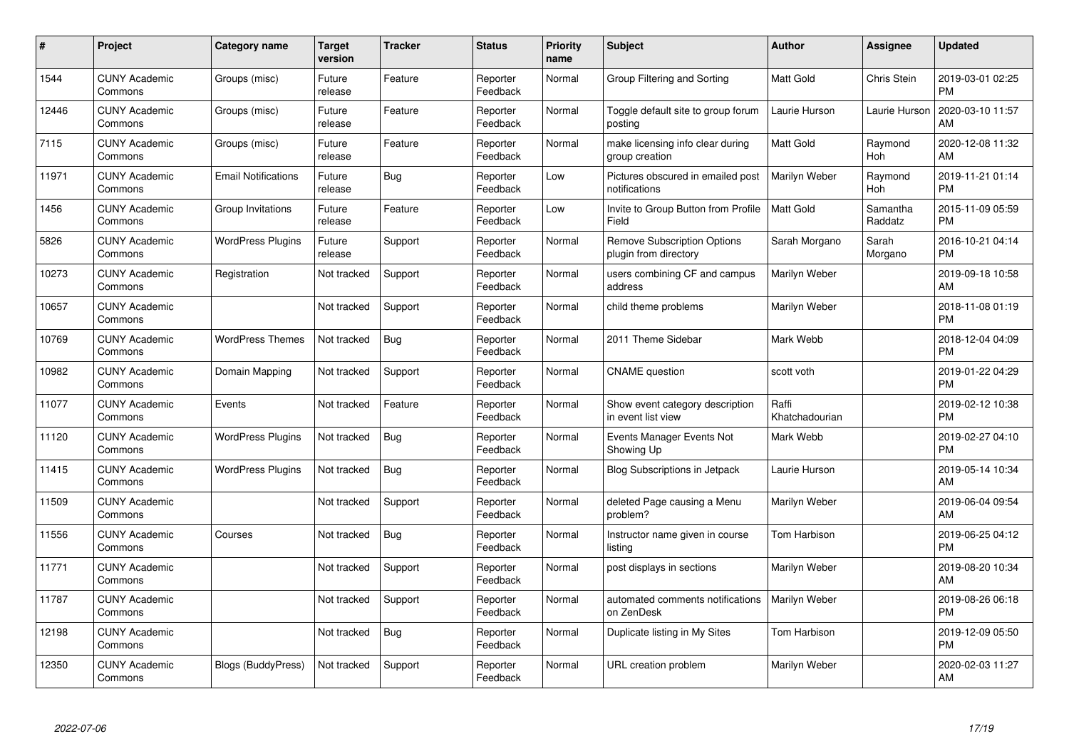| # | Project | Category name | Target version | Tracker | Status | Priority name | Subject | Author | Assignee | Updated |
|---|---|---|---|---|---|---|---|---|---|---|
| 1544 | CUNY Academic Commons | Groups (misc) | Future release | Feature | Reporter Feedback | Normal | Group Filtering and Sorting | Matt Gold | Chris Stein | 2019-03-01 02:25 PM |
| 12446 | CUNY Academic Commons | Groups (misc) | Future release | Feature | Reporter Feedback | Normal | Toggle default site to group forum posting | Laurie Hurson | Laurie Hurson | 2020-03-10 11:57 AM |
| 7115 | CUNY Academic Commons | Groups (misc) | Future release | Feature | Reporter Feedback | Normal | make licensing info clear during group creation | Matt Gold | Raymond Hoh | 2020-12-08 11:32 AM |
| 11971 | CUNY Academic Commons | Email Notifications | Future release | Bug | Reporter Feedback | Low | Pictures obscured in emailed post notifications | Marilyn Weber | Raymond Hoh | 2019-11-21 01:14 PM |
| 1456 | CUNY Academic Commons | Group Invitations | Future release | Feature | Reporter Feedback | Low | Invite to Group Button from Profile Field | Matt Gold | Samantha Raddatz | 2015-11-09 05:59 PM |
| 5826 | CUNY Academic Commons | WordPress Plugins | Future release | Support | Reporter Feedback | Normal | Remove Subscription Options plugin from directory | Sarah Morgano | Sarah Morgano | 2016-10-21 04:14 PM |
| 10273 | CUNY Academic Commons | Registration | Not tracked | Support | Reporter Feedback | Normal | users combining CF and campus address | Marilyn Weber | | 2019-09-18 10:58 AM |
| 10657 | CUNY Academic Commons | | Not tracked | Support | Reporter Feedback | Normal | child theme problems | Marilyn Weber | | 2018-11-08 01:19 PM |
| 10769 | CUNY Academic Commons | WordPress Themes | Not tracked | Bug | Reporter Feedback | Normal | 2011 Theme Sidebar | Mark Webb | | 2018-12-04 04:09 PM |
| 10982 | CUNY Academic Commons | Domain Mapping | Not tracked | Support | Reporter Feedback | Normal | CNAME question | scott voth | | 2019-01-22 04:29 PM |
| 11077 | CUNY Academic Commons | Events | Not tracked | Feature | Reporter Feedback | Normal | Show event category description in event list view | Raffi Khatchadourian | | 2019-02-12 10:38 PM |
| 11120 | CUNY Academic Commons | WordPress Plugins | Not tracked | Bug | Reporter Feedback | Normal | Events Manager Events Not Showing Up | Mark Webb | | 2019-02-27 04:10 PM |
| 11415 | CUNY Academic Commons | WordPress Plugins | Not tracked | Bug | Reporter Feedback | Normal | Blog Subscriptions in Jetpack | Laurie Hurson | | 2019-05-14 10:34 AM |
| 11509 | CUNY Academic Commons | | Not tracked | Support | Reporter Feedback | Normal | deleted Page causing a Menu problem? | Marilyn Weber | | 2019-06-04 09:54 AM |
| 11556 | CUNY Academic Commons | Courses | Not tracked | Bug | Reporter Feedback | Normal | Instructor name given in course listing | Tom Harbison | | 2019-06-25 04:12 PM |
| 11771 | CUNY Academic Commons | | Not tracked | Support | Reporter Feedback | Normal | post displays in sections | Marilyn Weber | | 2019-08-20 10:34 AM |
| 11787 | CUNY Academic Commons | | Not tracked | Support | Reporter Feedback | Normal | automated comments notifications on ZenDesk | Marilyn Weber | | 2019-08-26 06:18 PM |
| 12198 | CUNY Academic Commons | | Not tracked | Bug | Reporter Feedback | Normal | Duplicate listing in My Sites | Tom Harbison | | 2019-12-09 05:50 PM |
| 12350 | CUNY Academic Commons | Blogs (BuddyPress) | Not tracked | Support | Reporter Feedback | Normal | URL creation problem | Marilyn Weber | | 2020-02-03 11:27 AM |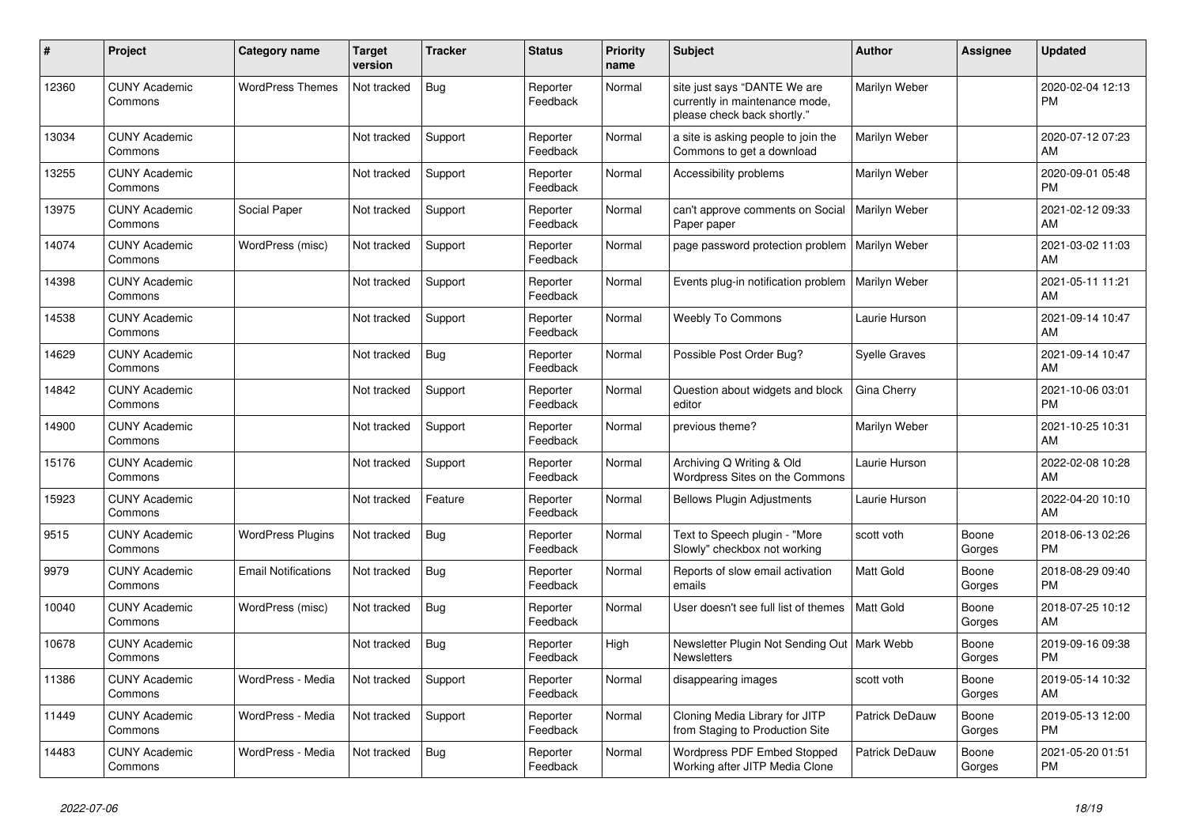| # | Project | Category name | Target version | Tracker | Status | Priority name | Subject | Author | Assignee | Updated |
|---|---|---|---|---|---|---|---|---|---|---|
| 12360 | CUNY Academic Commons | WordPress Themes | Not tracked | Bug | Reporter Feedback | Normal | site just says "DANTE We are currently in maintenance mode, please check back shortly." | Marilyn Weber | | 2020-02-04 12:13 PM |
| 13034 | CUNY Academic Commons | | Not tracked | Support | Reporter Feedback | Normal | a site is asking people to join the Commons to get a download | Marilyn Weber | | 2020-07-12 07:23 AM |
| 13255 | CUNY Academic Commons | | Not tracked | Support | Reporter Feedback | Normal | Accessibility problems | Marilyn Weber | | 2020-09-01 05:48 PM |
| 13975 | CUNY Academic Commons | Social Paper | Not tracked | Support | Reporter Feedback | Normal | can't approve comments on Social Paper paper | Marilyn Weber | | 2021-02-12 09:33 AM |
| 14074 | CUNY Academic Commons | WordPress (misc) | Not tracked | Support | Reporter Feedback | Normal | page password protection problem | Marilyn Weber | | 2021-03-02 11:03 AM |
| 14398 | CUNY Academic Commons | | Not tracked | Support | Reporter Feedback | Normal | Events plug-in notification problem | Marilyn Weber | | 2021-05-11 11:21 AM |
| 14538 | CUNY Academic Commons | | Not tracked | Support | Reporter Feedback | Normal | Weebly To Commons | Laurie Hurson | | 2021-09-14 10:47 AM |
| 14629 | CUNY Academic Commons | | Not tracked | Bug | Reporter Feedback | Normal | Possible Post Order Bug? | Syelle Graves | | 2021-09-14 10:47 AM |
| 14842 | CUNY Academic Commons | | Not tracked | Support | Reporter Feedback | Normal | Question about widgets and block editor | Gina Cherry | | 2021-10-06 03:01 PM |
| 14900 | CUNY Academic Commons | | Not tracked | Support | Reporter Feedback | Normal | previous theme? | Marilyn Weber | | 2021-10-25 10:31 AM |
| 15176 | CUNY Academic Commons | | Not tracked | Support | Reporter Feedback | Normal | Archiving Q Writing & Old Wordpress Sites on the Commons | Laurie Hurson | | 2022-02-08 10:28 AM |
| 15923 | CUNY Academic Commons | | Not tracked | Feature | Reporter Feedback | Normal | Bellows Plugin Adjustments | Laurie Hurson | | 2022-04-20 10:10 AM |
| 9515 | CUNY Academic Commons | WordPress Plugins | Not tracked | Bug | Reporter Feedback | Normal | Text to Speech plugin - "More Slowly" checkbox not working | scott voth | Boone Gorges | 2018-06-13 02:26 PM |
| 9979 | CUNY Academic Commons | Email Notifications | Not tracked | Bug | Reporter Feedback | Normal | Reports of slow email activation emails | Matt Gold | Boone Gorges | 2018-08-29 09:40 PM |
| 10040 | CUNY Academic Commons | WordPress (misc) | Not tracked | Bug | Reporter Feedback | Normal | User doesn't see full list of themes | Matt Gold | Boone Gorges | 2018-07-25 10:12 AM |
| 10678 | CUNY Academic Commons | | Not tracked | Bug | Reporter Feedback | High | Newsletter Plugin Not Sending Out Newsletters | Mark Webb | Boone Gorges | 2019-09-16 09:38 PM |
| 11386 | CUNY Academic Commons | WordPress - Media | Not tracked | Support | Reporter Feedback | Normal | disappearing images | scott voth | Boone Gorges | 2019-05-14 10:32 AM |
| 11449 | CUNY Academic Commons | WordPress - Media | Not tracked | Support | Reporter Feedback | Normal | Cloning Media Library for JITP from Staging to Production Site | Patrick DeDauw | Boone Gorges | 2019-05-13 12:00 PM |
| 14483 | CUNY Academic Commons | WordPress - Media | Not tracked | Bug | Reporter Feedback | Normal | Wordpress PDF Embed Stopped Working after JITP Media Clone | Patrick DeDauw | Boone Gorges | 2021-05-20 01:51 PM |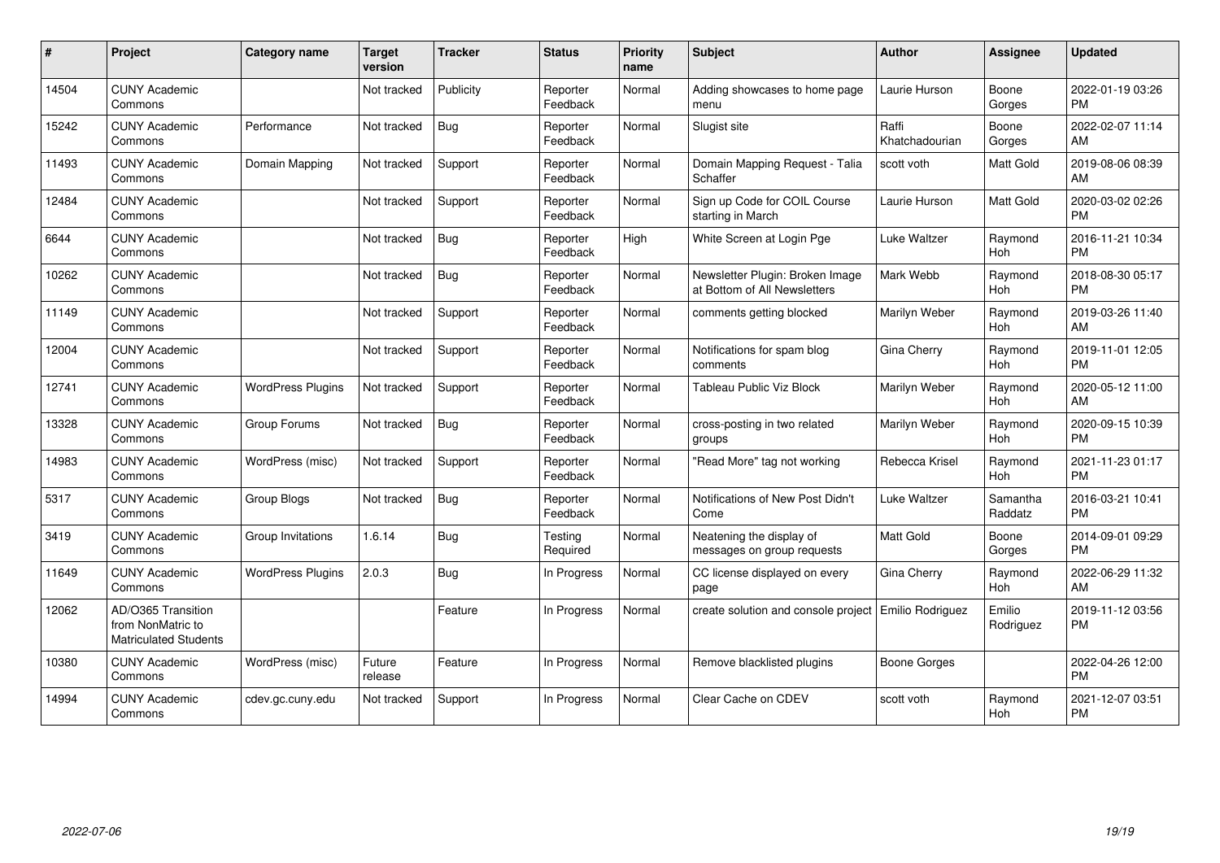| # | Project | Category name | Target version | Tracker | Status | Priority name | Subject | Author | Assignee | Updated |
|---|---|---|---|---|---|---|---|---|---|---|
| 14504 | CUNY Academic Commons | | Not tracked | Publicity | Reporter Feedback | Normal | Adding showcases to home page menu | Laurie Hurson | Boone Gorges | 2022-01-19 03:26 PM |
| 15242 | CUNY Academic Commons | Performance | Not tracked | Bug | Reporter Feedback | Normal | Slugist site | Raffi Khatchadourian | Boone Gorges | 2022-02-07 11:14 AM |
| 11493 | CUNY Academic Commons | Domain Mapping | Not tracked | Support | Reporter Feedback | Normal | Domain Mapping Request - Talia Schaffer | scott voth | Matt Gold | 2019-08-06 08:39 AM |
| 12484 | CUNY Academic Commons | | Not tracked | Support | Reporter Feedback | Normal | Sign up Code for COIL Course starting in March | Laurie Hurson | Matt Gold | 2020-03-02 02:26 PM |
| 6644 | CUNY Academic Commons | | Not tracked | Bug | Reporter Feedback | High | White Screen at Login Pge | Luke Waltzer | Raymond Hoh | 2016-11-21 10:34 PM |
| 10262 | CUNY Academic Commons | | Not tracked | Bug | Reporter Feedback | Normal | Newsletter Plugin: Broken Image at Bottom of All Newsletters | Mark Webb | Raymond Hoh | 2018-08-30 05:17 PM |
| 11149 | CUNY Academic Commons | | Not tracked | Support | Reporter Feedback | Normal | comments getting blocked | Marilyn Weber | Raymond Hoh | 2019-03-26 11:40 AM |
| 12004 | CUNY Academic Commons | | Not tracked | Support | Reporter Feedback | Normal | Notifications for spam blog comments | Gina Cherry | Raymond Hoh | 2019-11-01 12:05 PM |
| 12741 | CUNY Academic Commons | WordPress Plugins | Not tracked | Support | Reporter Feedback | Normal | Tableau Public Viz Block | Marilyn Weber | Raymond Hoh | 2020-05-12 11:00 AM |
| 13328 | CUNY Academic Commons | Group Forums | Not tracked | Bug | Reporter Feedback | Normal | cross-posting in two related groups | Marilyn Weber | Raymond Hoh | 2020-09-15 10:39 PM |
| 14983 | CUNY Academic Commons | WordPress (misc) | Not tracked | Support | Reporter Feedback | Normal | "Read More" tag not working | Rebecca Krisel | Raymond Hoh | 2021-11-23 01:17 PM |
| 5317 | CUNY Academic Commons | Group Blogs | Not tracked | Bug | Reporter Feedback | Normal | Notifications of New Post Didn't Come | Luke Waltzer | Samantha Raddatz | 2016-03-21 10:41 PM |
| 3419 | CUNY Academic Commons | Group Invitations | 1.6.14 | Bug | Testing Required | Normal | Neatening the display of messages on group requests | Matt Gold | Boone Gorges | 2014-09-01 09:29 PM |
| 11649 | CUNY Academic Commons | WordPress Plugins | 2.0.3 | Bug | In Progress | Normal | CC license displayed on every page | Gina Cherry | Raymond Hoh | 2022-06-29 11:32 AM |
| 12062 | AD/O365 Transition from NonMatric to Matriculated Students | | | Feature | In Progress | Normal | create solution and console project | Emilio Rodriguez | Emilio Rodriguez | 2019-11-12 03:56 PM |
| 10380 | CUNY Academic Commons | WordPress (misc) | Future release | Feature | In Progress | Normal | Remove blacklisted plugins | Boone Gorges | | 2022-04-26 12:00 PM |
| 14994 | CUNY Academic Commons | cdev.gc.cuny.edu | Not tracked | Support | In Progress | Normal | Clear Cache on CDEV | scott voth | Raymond Hoh | 2021-12-07 03:51 PM |